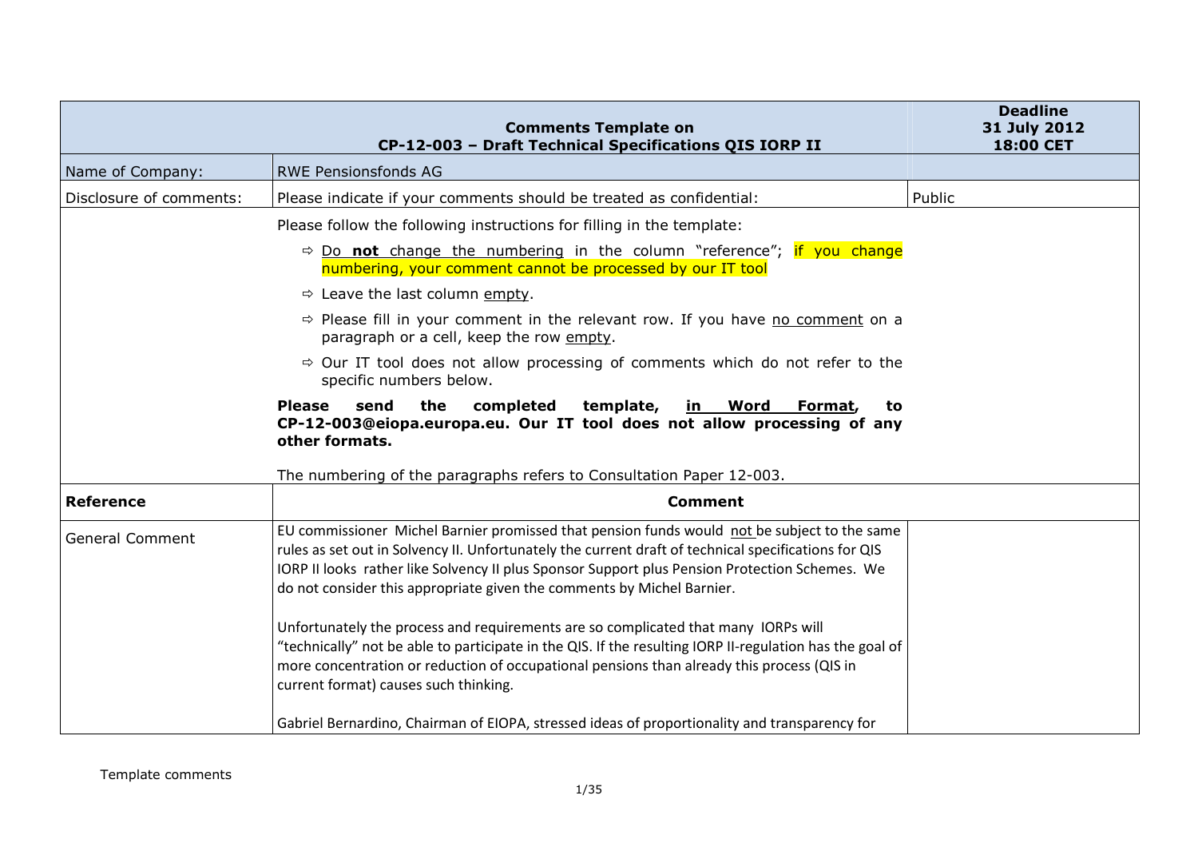| Comments Template on CP-12-003 – Draft Technical Specifications QIS IORP II | | Deadline 31 July 2012 18:00 CET |
|---|---|---|
| Name of Company: | RWE Pensionsfonds AG | |
| Disclosure of comments: | Please indicate if your comments should be treated as confidential: | Public |
| | Please follow the following instructions for filling in the template:<br>⇨ Do **not** change the numbering in the column "reference"; if you change numbering, your comment cannot be processed by our IT tool<br>⇨ Leave the last column empty.<br>⇨ Please fill in your comment in the relevant row. If you have no comment on a paragraph or a cell, keep the row empty.<br>⇨ Our IT tool does not allow processing of comments which do not refer to the specific numbers below.<br>**Please send the completed template, in Word Format, to CP-12-003@eiopa.europa.eu. Our IT tool does not allow processing of any other formats.**<br>The numbering of the paragraphs refers to Consultation Paper 12-003. | |
| **Reference** | **Comment** | |
| General Comment | EU commissioner Michel Barnier promissed that pension funds would not be subject to the same rules as set out in Solvency II. Unfortunately the current draft of technical specifications for QIS IORP II looks rather like Solvency II plus Sponsor Support plus Pension Protection Schemes. We do not consider this appropriate given the comments by Michel Barnier.<br><br>Unfortunately the process and requirements are so complicated that many IORPs will "technically" not be able to participate in the QIS. If the resulting IORP II-regulation has the goal of more concentration or reduction of occupational pensions than already this process (QIS in current format) causes such thinking.<br><br>Gabriel Bernardino, Chairman of EIOPA, stressed ideas of proportionality and transparency for | |

Template comments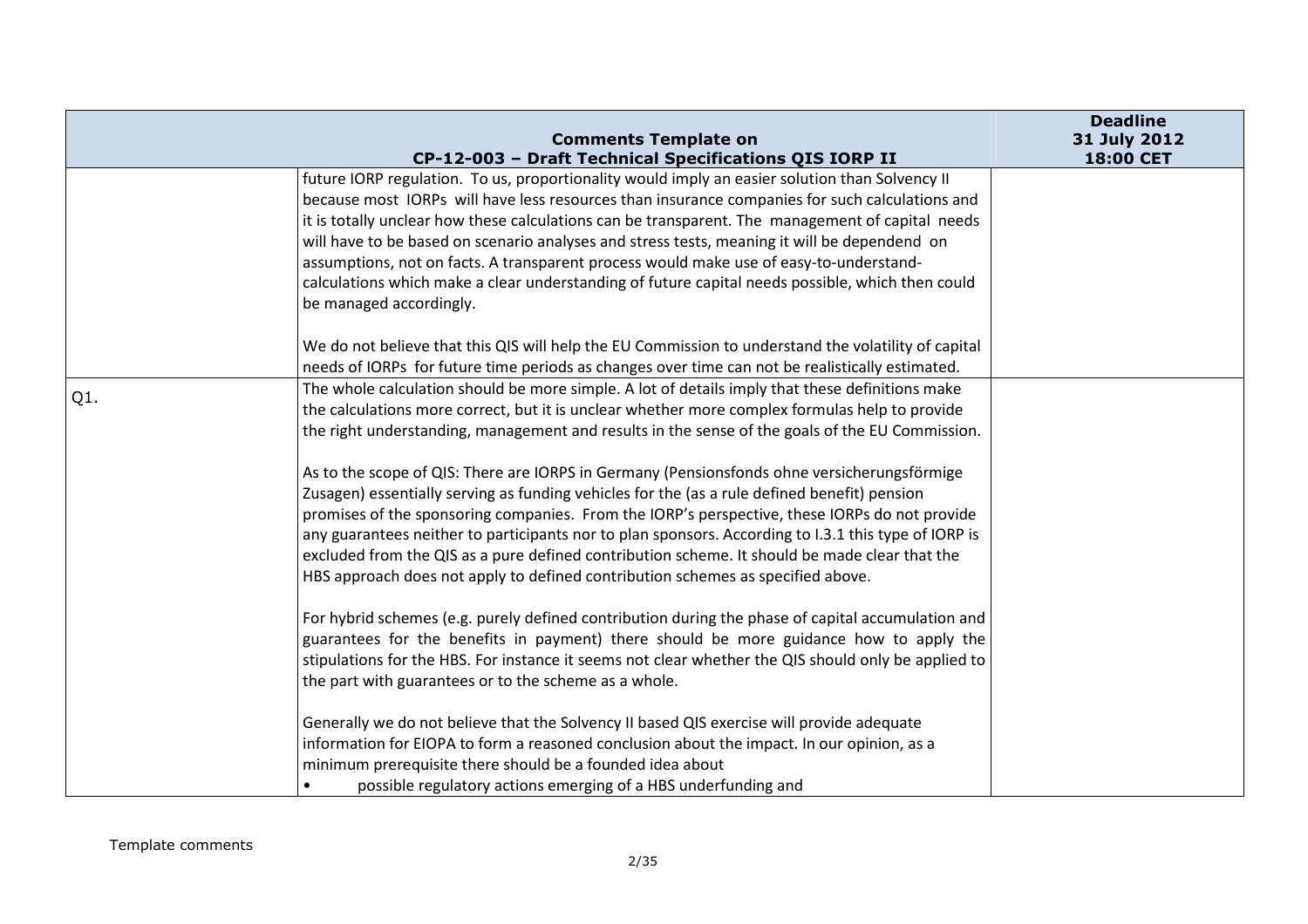| Comments Template on CP-12-003 – Draft Technical Specifications QIS IORP II | | Deadline 31 July 2012 18:00 CET |
|---|---|---|
| | future IORP regulation. To us, proportionality would imply an easier solution than Solvency II because most IORPs will have less resources than insurance companies for such calculations and it is totally unclear how these calculations can be transparent. The management of capital needs will have to be based on scenario analyses and stress tests, meaning it will be dependend on assumptions, not on facts. A transparent process would make use of easy-to-understand-calculations which make a clear understanding of future capital needs possible, which then could be managed accordingly.<br><br>We do not believe that this QIS will help the EU Commission to understand the volatility of capital needs of IORPs for future time periods as changes over time can not be realistically estimated. | |
| Q1. | The whole calculation should be more simple. A lot of details imply that these definitions make the calculations more correct, but it is unclear whether more complex formulas help to provide the right understanding, management and results in the sense of the goals of the EU Commission.<br><br>As to the scope of QIS: There are IORPS in Germany (Pensionsfonds ohne versicherungsförmige Zusagen) essentially serving as funding vehicles for the (as a rule defined benefit) pension promises of the sponsoring companies. From the IORP's perspective, these IORPs do not provide any guarantees neither to participants nor to plan sponsors. According to I.3.1 this type of IORP is excluded from the QIS as a pure defined contribution scheme. It should be made clear that the HBS approach does not apply to defined contribution schemes as specified above.<br><br>For hybrid schemes (e.g. purely defined contribution during the phase of capital accumulation and guarantees for the benefits in payment) there should be more guidance how to apply the stipulations for the HBS. For instance it seems not clear whether the QIS should only be applied to the part with guarantees or to the scheme as a whole.<br><br>Generally we do not believe that the Solvency II based QIS exercise will provide adequate information for EIOPA to form a reasoned conclusion about the impact. In our opinion, as a minimum prerequisite there should be a founded idea about<br>• possible regulatory actions emerging of a HBS underfunding and | |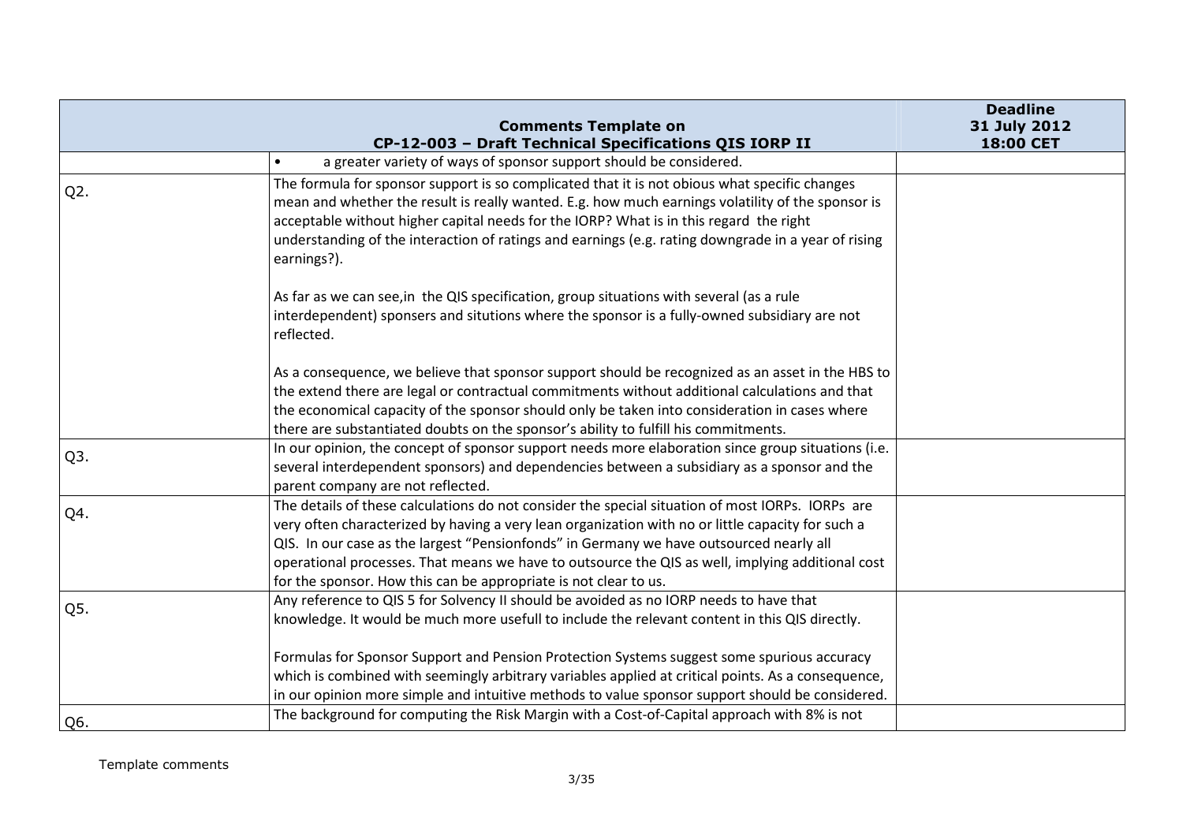| Comments Template on CP-12-003 – Draft Technical Specifications QIS IORP II | | Deadline 31 July 2012 18:00 CET |
|---|---|---|
| | • a greater variety of ways of sponsor support should be considered. | |
| Q2. | The formula for sponsor support is so complicated that it is not obious what specific changes mean and whether the result is really wanted. E.g. how much earnings volatility of the sponsor is acceptable without higher capital needs for the IORP? What is in this regard the right understanding of the interaction of ratings and earnings (e.g. rating downgrade in a year of rising earnings?).<br><br>As far as we can see,in the QIS specification, group situations with several (as a rule interdependent) sponsers and situtions where the sponsor is a fully-owned subsidiary are not reflected.<br><br>As a consequence, we believe that sponsor support should be recognized as an asset in the HBS to the extend there are legal or contractual commitments without additional calculations and that the economical capacity of the sponsor should only be taken into consideration in cases where there are substantiated doubts on the sponsor's ability to fulfill his commitments. | |
| Q3. | In our opinion, the concept of sponsor support needs more elaboration since group situations (i.e. several interdependent sponsors) and dependencies between a subsidiary as a sponsor and the parent company are not reflected. | |
| Q4. | The details of these calculations do not consider the special situation of most IORPs. IORPs are very often characterized by having a very lean organization with no or little capacity for such a QIS. In our case as the largest "Pensionfonds" in Germany we have outsourced nearly all operational processes. That means we have to outsource the QIS as well, implying additional cost for the sponsor. How this can be appropriate is not clear to us. | |
| Q5. | Any reference to QIS 5 for Solvency II should be avoided as no IORP needs to have that knowledge. It would be much more usefull to include the relevant content in this QIS directly.<br><br>Formulas for Sponsor Support and Pension Protection Systems suggest some spurious accuracy which is combined with seemingly arbitrary variables applied at critical points. As a consequence, in our opinion more simple and intuitive methods to value sponsor support should be considered. | |
| Q6. | The background for computing the Risk Margin with a Cost-of-Capital approach with 8% is not | |

Template comments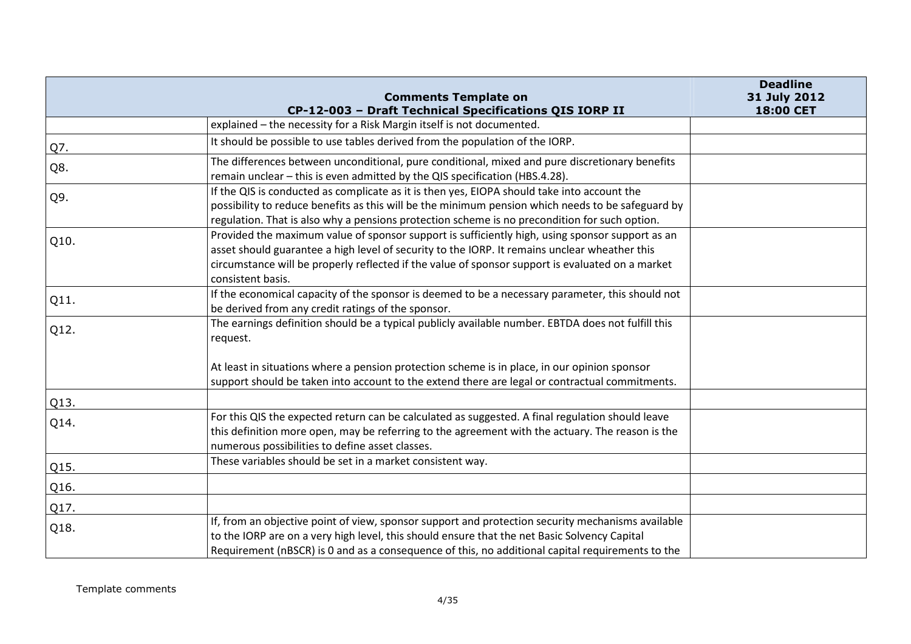| | **Comments Template on CP-12-003 – Draft Technical Specifications QIS IORP II** | **Deadline 31 July 2012 18:00 CET** |
|---|---|---|
| | explained – the necessity for a Risk Margin itself is not documented. | |
| Q7. | It should be possible to use tables derived from the population of the IORP. | |
| Q8. | The differences between unconditional, pure conditional, mixed and pure discretionary benefits remain unclear – this is even admitted by the QIS specification (HBS.4.28). | |
| Q9. | If the QIS is conducted as complicate as it is then yes, EIOPA should take into account the possibility to reduce benefits as this will be the minimum pension which needs to be safeguard by regulation. That is also why a pensions protection scheme is no precondition for such option. | |
| Q10. | Provided the maximum value of sponsor support is sufficiently high, using sponsor support as an asset should guarantee a high level of security to the IORP. It remains unclear wheather this circumstance will be properly reflected if the value of sponsor support is evaluated on a market consistent basis. | |
| Q11. | If the economical capacity of the sponsor is deemed to be a necessary parameter, this should not be derived from any credit ratings of the sponsor. | |
| Q12. | The earnings definition should be a typical publicly available number. EBTDA does not fulfill this request.<br><br>At least in situations where a pension protection scheme is in place, in our opinion sponsor support should be taken into account to the extend there are legal or contractual commitments. | |
| Q13. | | |
| Q14. | For this QIS the expected return can be calculated as suggested. A final regulation should leave this definition more open, may be referring to the agreement with the actuary. The reason is the numerous possibilities to define asset classes. | |
| Q15. | These variables should be set in a market consistent way. | |
| Q16. | | |
| Q17. | | |
| Q18. | If, from an objective point of view, sponsor support and protection security mechanisms available to the IORP are on a very high level, this should ensure that the net Basic Solvency Capital Requirement (nBSCR) is 0 and as a consequence of this, no additional capital requirements to the | |

Template comments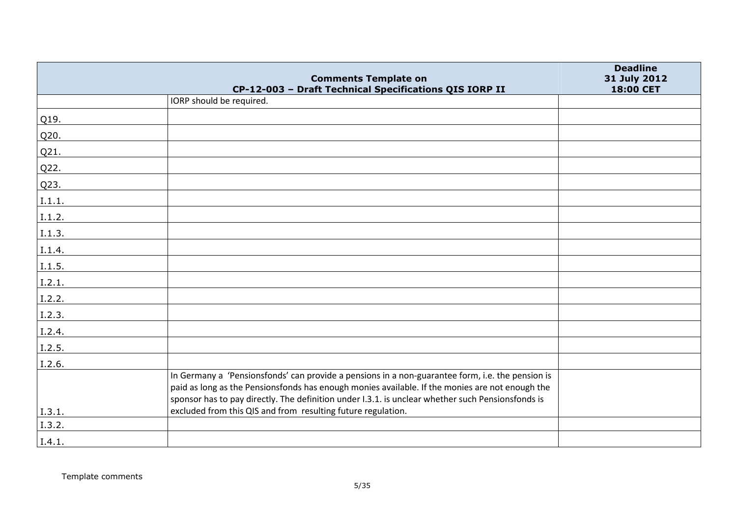| Comments Template on CP-12-003 – Draft Technical Specifications QIS IORP II | | Deadline 31 July 2012 18:00 CET |
|---|---|---|
| | IORP should be required. | |
| Q19. | | |
| Q20. | | |
| Q21. | | |
| Q22. | | |
| Q23. | | |
| I.1.1. | | |
| I.1.2. | | |
| I.1.3. | | |
| I.1.4. | | |
| I.1.5. | | |
| I.2.1. | | |
| I.2.2. | | |
| I.2.3. | | |
| I.2.4. | | |
| I.2.5. | | |
| I.2.6. | | |
| I.3.1. | In Germany a 'Pensionsfonds' can provide a pensions in a non-guarantee form, i.e. the pension is paid as long as the Pensionsfonds has enough monies available. If the monies are not enough the sponsor has to pay directly. The definition under I.3.1. is unclear whether such Pensionsfonds is excluded from this QIS and from resulting future regulation. | |
| I.3.2. | | |
| I.4.1. | | |

Template comments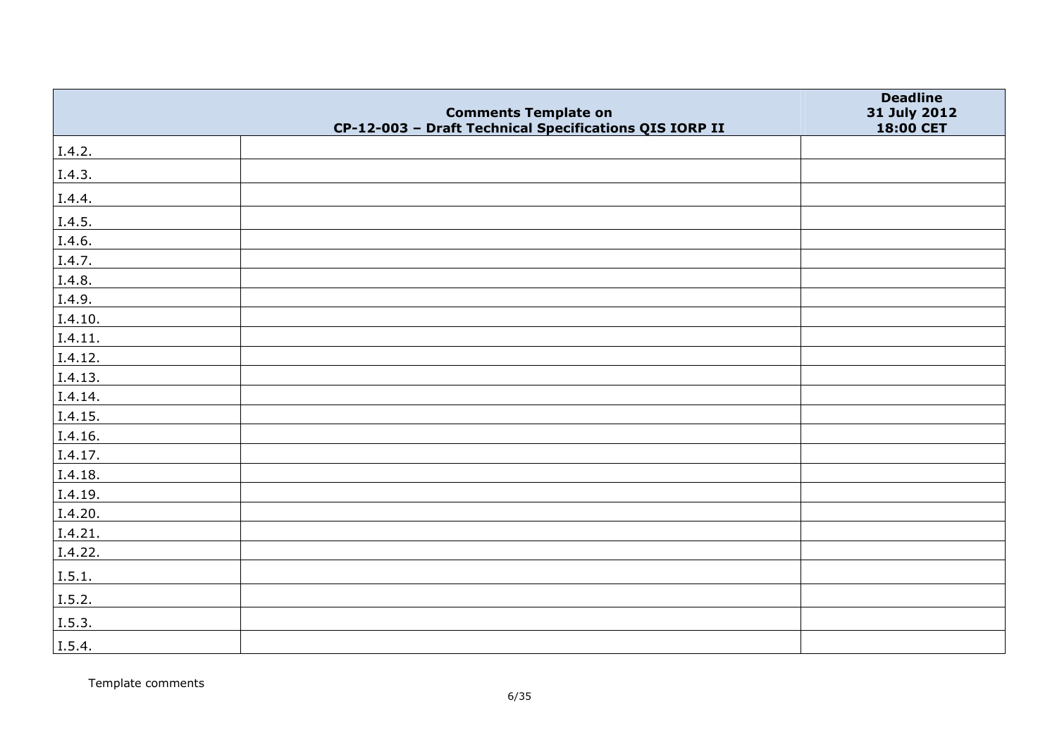| | Comments Template on CP-12-003 – Draft Technical Specifications QIS IORP II | Deadline 31 July 2012 18:00 CET |
|---|---|---|
| I.4.2. | | |
| I.4.3. | | |
| I.4.4. | | |
| I.4.5. | | |
| I.4.6. | | |
| I.4.7. | | |
| I.4.8. | | |
| I.4.9. | | |
| I.4.10. | | |
| I.4.11. | | |
| I.4.12. | | |
| I.4.13. | | |
| I.4.14. | | |
| I.4.15. | | |
| I.4.16. | | |
| I.4.17. | | |
| I.4.18. | | |
| I.4.19. | | |
| I.4.20. | | |
| I.4.21. | | |
| I.4.22. | | |
| I.5.1. | | |
| I.5.2. | | |
| I.5.3. | | |
| I.5.4. | | |

Template comments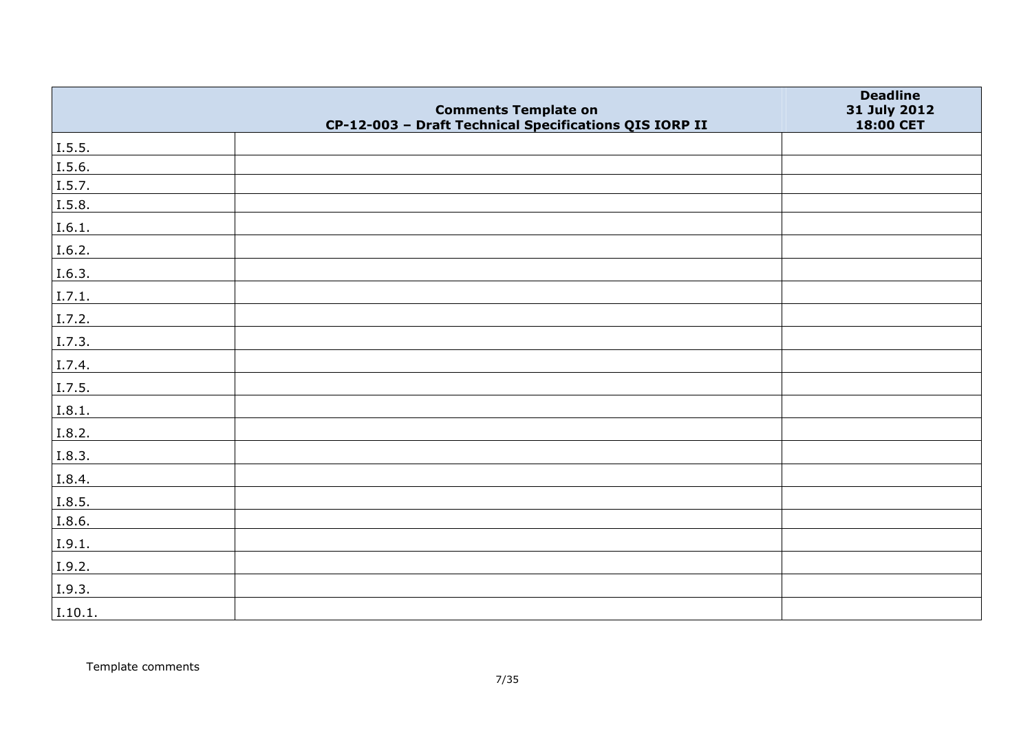| | Comments Template on CP-12-003 – Draft Technical Specifications QIS IORP II | Deadline 31 July 2012 18:00 CET |
|---|---|---|
| I.5.5. | | |
| I.5.6. | | |
| I.5.7. | | |
| I.5.8. | | |
| I.6.1. | | |
| I.6.2. | | |
| I.6.3. | | |
| I.7.1. | | |
| I.7.2. | | |
| I.7.3. | | |
| I.7.4. | | |
| I.7.5. | | |
| I.8.1. | | |
| I.8.2. | | |
| I.8.3. | | |
| I.8.4. | | |
| I.8.5. | | |
| I.8.6. | | |
| I.9.1. | | |
| I.9.2. | | |
| I.9.3. | | |
| I.10.1. | | |

Template comments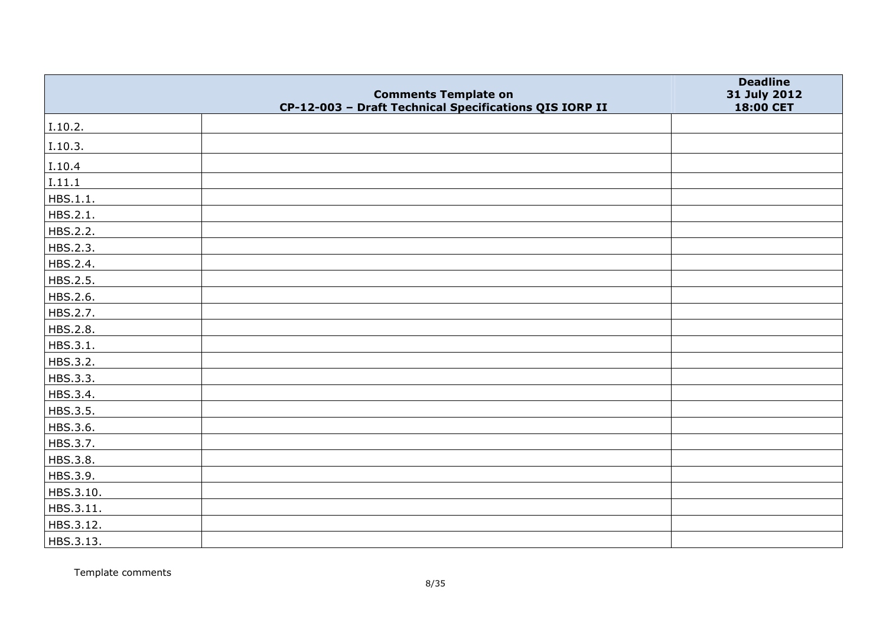| Comments Template on CP-12-003 – Draft Technical Specifications QIS IORP II | | Deadline 31 July 2012 18:00 CET |
|---|---|---|
| I.10.2. | | |
| I.10.3. | | |
| I.10.4 | | |
| I.11.1 | | |
| HBS.1.1. | | |
| HBS.2.1. | | |
| HBS.2.2. | | |
| HBS.2.3. | | |
| HBS.2.4. | | |
| HBS.2.5. | | |
| HBS.2.6. | | |
| HBS.2.7. | | |
| HBS.2.8. | | |
| HBS.3.1. | | |
| HBS.3.2. | | |
| HBS.3.3. | | |
| HBS.3.4. | | |
| HBS.3.5. | | |
| HBS.3.6. | | |
| HBS.3.7. | | |
| HBS.3.8. | | |
| HBS.3.9. | | |
| HBS.3.10. | | |
| HBS.3.11. | | |
| HBS.3.12. | | |
| HBS.3.13. | | |

Template comments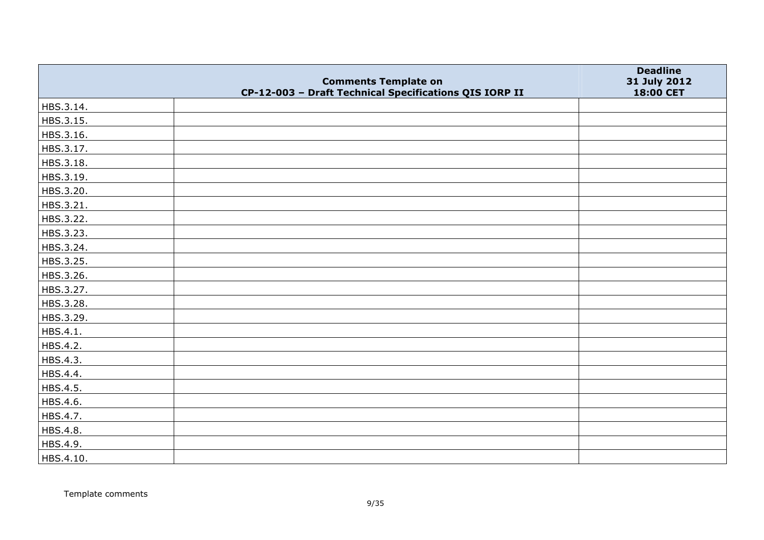| | Comments Template on CP-12-003 – Draft Technical Specifications QIS IORP II | Deadline 31 July 2012 18:00 CET |
|---|---|---|
| HBS.3.14. | | |
| HBS.3.15. | | |
| HBS.3.16. | | |
| HBS.3.17. | | |
| HBS.3.18. | | |
| HBS.3.19. | | |
| HBS.3.20. | | |
| HBS.3.21. | | |
| HBS.3.22. | | |
| HBS.3.23. | | |
| HBS.3.24. | | |
| HBS.3.25. | | |
| HBS.3.26. | | |
| HBS.3.27. | | |
| HBS.3.28. | | |
| HBS.3.29. | | |
| HBS.4.1. | | |
| HBS.4.2. | | |
| HBS.4.3. | | |
| HBS.4.4. | | |
| HBS.4.5. | | |
| HBS.4.6. | | |
| HBS.4.7. | | |
| HBS.4.8. | | |
| HBS.4.9. | | |
| HBS.4.10. | | |

Template comments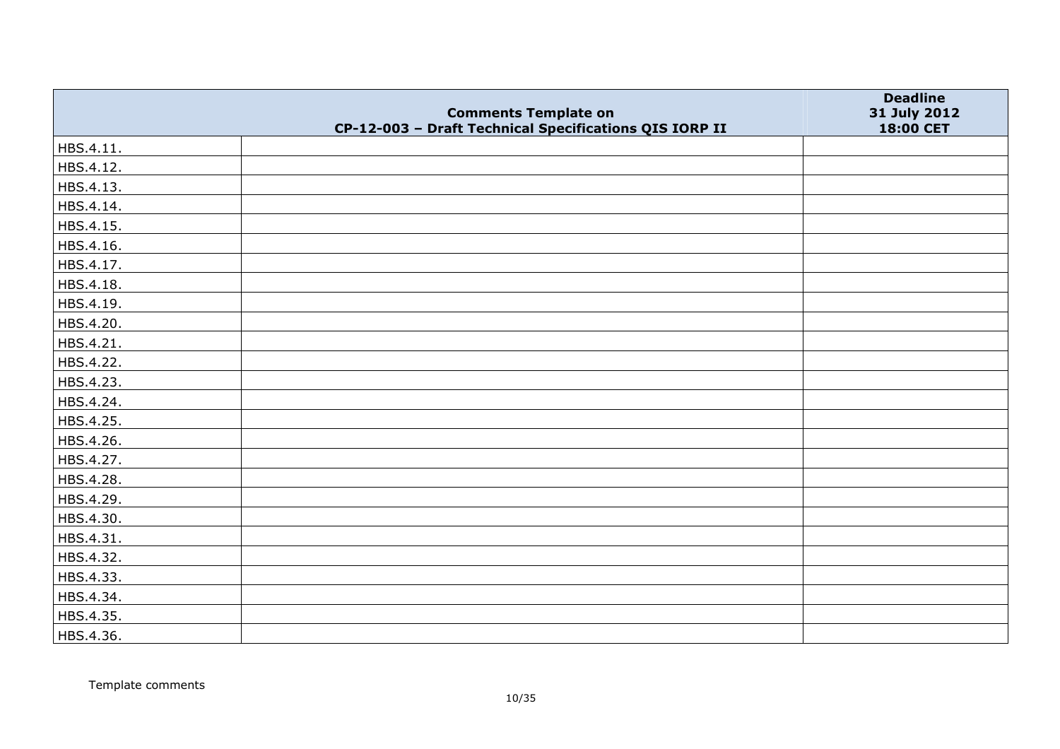|  | Comments Template on CP-12-003 – Draft Technical Specifications QIS IORP II | Deadline 31 July 2012 18:00 CET |
|---|---|---|
| HBS.4.11. |  |  |
| HBS.4.12. |  |  |
| HBS.4.13. |  |  |
| HBS.4.14. |  |  |
| HBS.4.15. |  |  |
| HBS.4.16. |  |  |
| HBS.4.17. |  |  |
| HBS.4.18. |  |  |
| HBS.4.19. |  |  |
| HBS.4.20. |  |  |
| HBS.4.21. |  |  |
| HBS.4.22. |  |  |
| HBS.4.23. |  |  |
| HBS.4.24. |  |  |
| HBS.4.25. |  |  |
| HBS.4.26. |  |  |
| HBS.4.27. |  |  |
| HBS.4.28. |  |  |
| HBS.4.29. |  |  |
| HBS.4.30. |  |  |
| HBS.4.31. |  |  |
| HBS.4.32. |  |  |
| HBS.4.33. |  |  |
| HBS.4.34. |  |  |
| HBS.4.35. |  |  |
| HBS.4.36. |  |  |

Template comments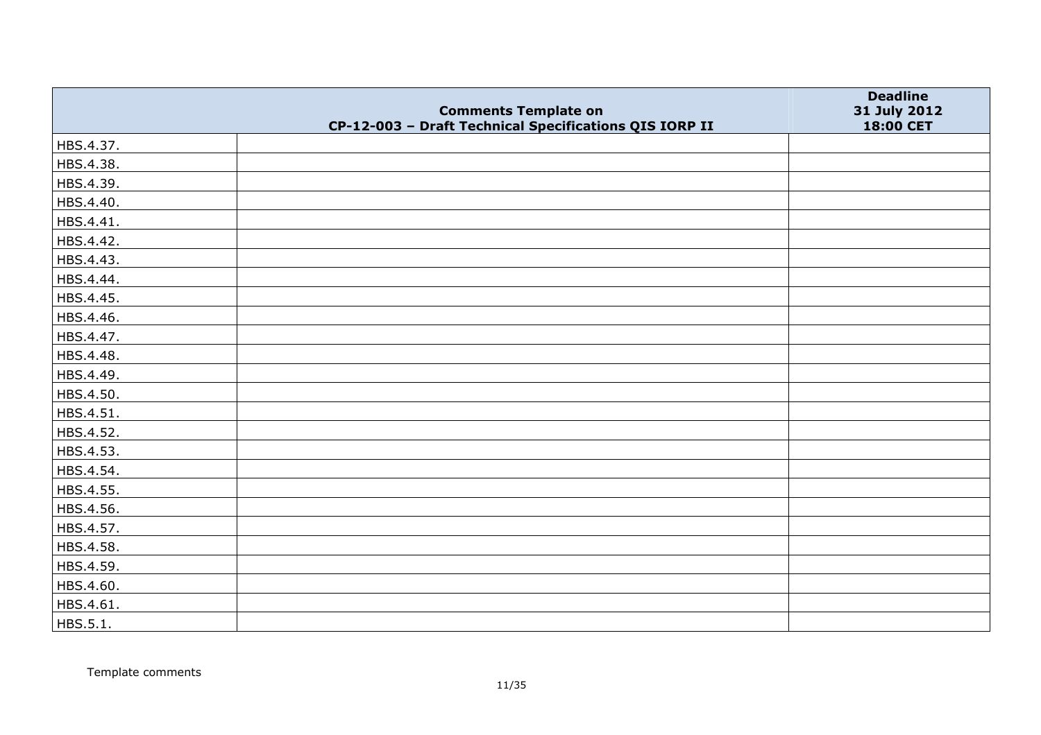| | Comments Template on CP-12-003 – Draft Technical Specifications QIS IORP II | Deadline 31 July 2012 18:00 CET |
|---|---|---|
| HBS.4.37. | | |
| HBS.4.38. | | |
| HBS.4.39. | | |
| HBS.4.40. | | |
| HBS.4.41. | | |
| HBS.4.42. | | |
| HBS.4.43. | | |
| HBS.4.44. | | |
| HBS.4.45. | | |
| HBS.4.46. | | |
| HBS.4.47. | | |
| HBS.4.48. | | |
| HBS.4.49. | | |
| HBS.4.50. | | |
| HBS.4.51. | | |
| HBS.4.52. | | |
| HBS.4.53. | | |
| HBS.4.54. | | |
| HBS.4.55. | | |
| HBS.4.56. | | |
| HBS.4.57. | | |
| HBS.4.58. | | |
| HBS.4.59. | | |
| HBS.4.60. | | |
| HBS.4.61. | | |
| HBS.5.1. | | |

Template comments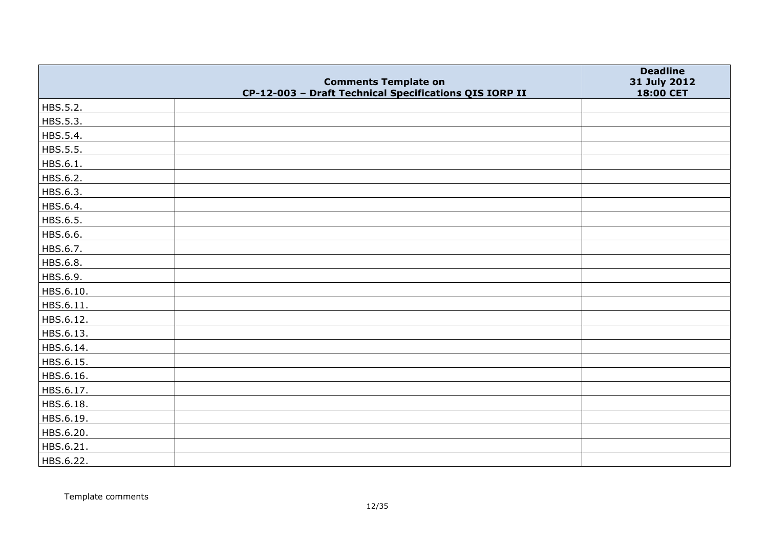| | Comments Template on CP-12-003 – Draft Technical Specifications QIS IORP II | Deadline 31 July 2012 18:00 CET |
|---|---|---|
| HBS.5.2. | | |
| HBS.5.3. | | |
| HBS.5.4. | | |
| HBS.5.5. | | |
| HBS.6.1. | | |
| HBS.6.2. | | |
| HBS.6.3. | | |
| HBS.6.4. | | |
| HBS.6.5. | | |
| HBS.6.6. | | |
| HBS.6.7. | | |
| HBS.6.8. | | |
| HBS.6.9. | | |
| HBS.6.10. | | |
| HBS.6.11. | | |
| HBS.6.12. | | |
| HBS.6.13. | | |
| HBS.6.14. | | |
| HBS.6.15. | | |
| HBS.6.16. | | |
| HBS.6.17. | | |
| HBS.6.18. | | |
| HBS.6.19. | | |
| HBS.6.20. | | |
| HBS.6.21. | | |
| HBS.6.22. | | |

Template comments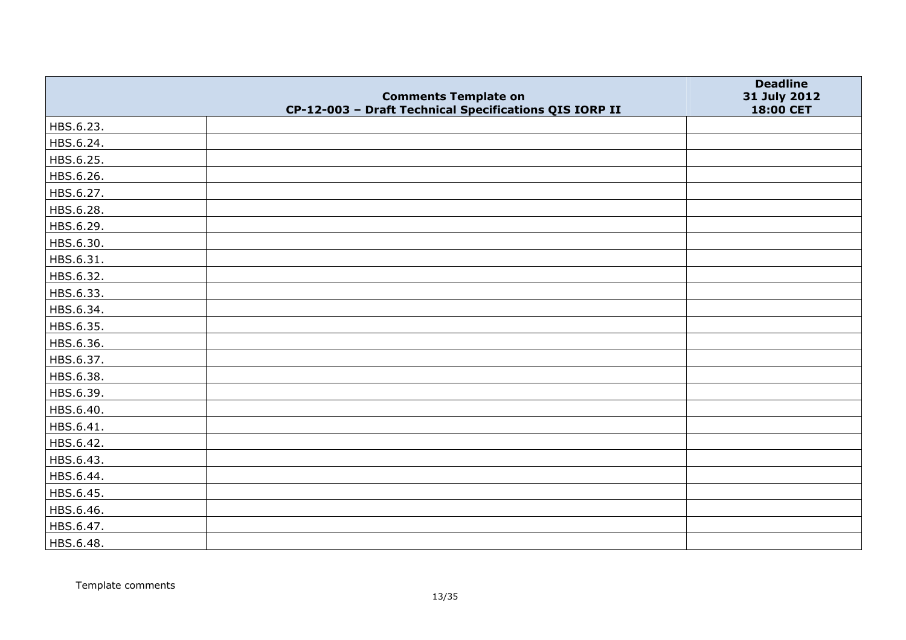|  | Comments Template on<br>CP-12-003 – Draft Technical Specifications QIS IORP II | Deadline<br>31 July 2012<br>18:00 CET |
|---|---|---|
| HBS.6.23. |  |  |
| HBS.6.24. |  |  |
| HBS.6.25. |  |  |
| HBS.6.26. |  |  |
| HBS.6.27. |  |  |
| HBS.6.28. |  |  |
| HBS.6.29. |  |  |
| HBS.6.30. |  |  |
| HBS.6.31. |  |  |
| HBS.6.32. |  |  |
| HBS.6.33. |  |  |
| HBS.6.34. |  |  |
| HBS.6.35. |  |  |
| HBS.6.36. |  |  |
| HBS.6.37. |  |  |
| HBS.6.38. |  |  |
| HBS.6.39. |  |  |
| HBS.6.40. |  |  |
| HBS.6.41. |  |  |
| HBS.6.42. |  |  |
| HBS.6.43. |  |  |
| HBS.6.44. |  |  |
| HBS.6.45. |  |  |
| HBS.6.46. |  |  |
| HBS.6.47. |  |  |
| HBS.6.48. |  |  |

Template comments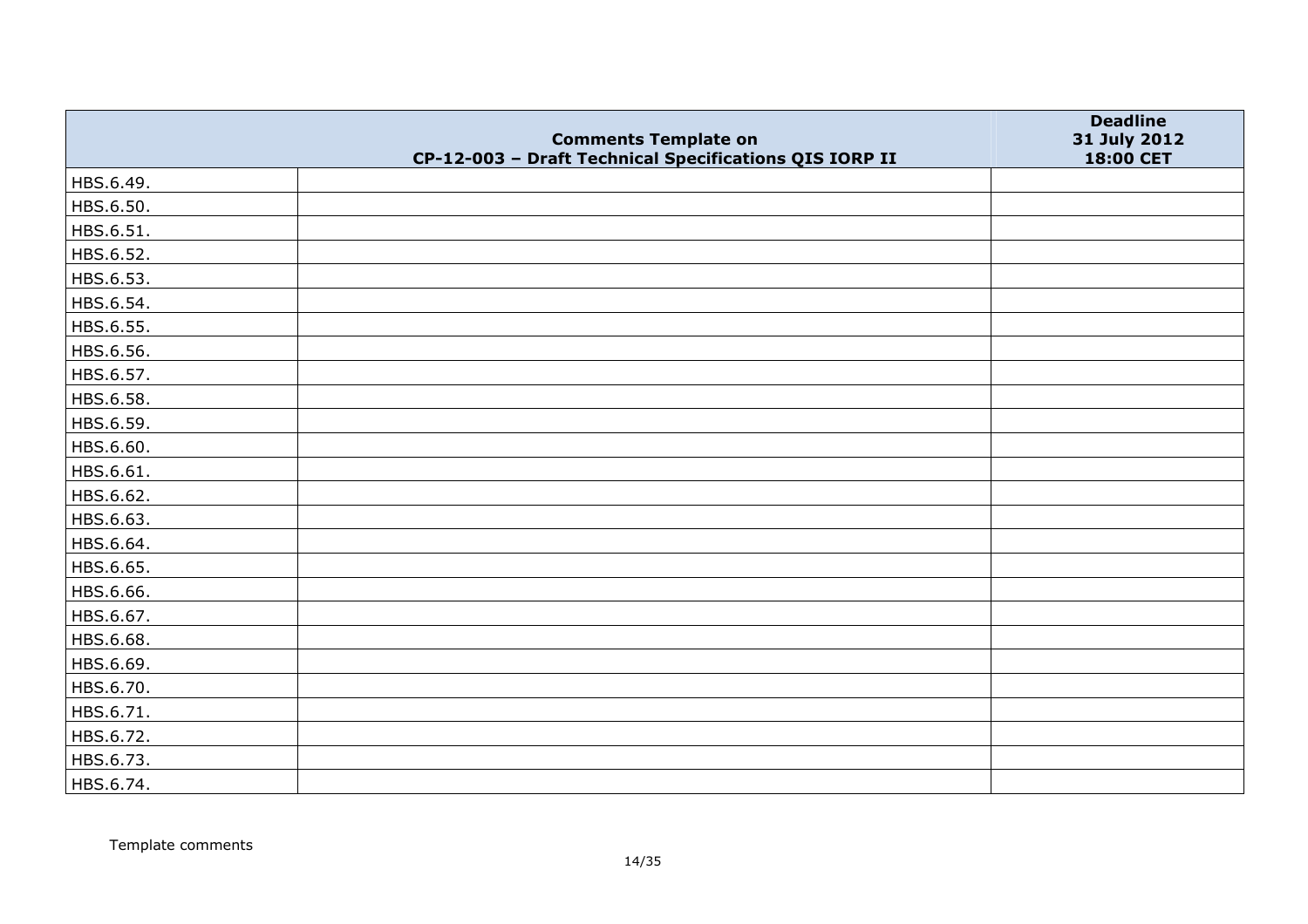|  | Comments Template on CP-12-003 – Draft Technical Specifications QIS IORP II | Deadline 31 July 2012 18:00 CET |
|---|---|---|
| HBS.6.49. |  |  |
| HBS.6.50. |  |  |
| HBS.6.51. |  |  |
| HBS.6.52. |  |  |
| HBS.6.53. |  |  |
| HBS.6.54. |  |  |
| HBS.6.55. |  |  |
| HBS.6.56. |  |  |
| HBS.6.57. |  |  |
| HBS.6.58. |  |  |
| HBS.6.59. |  |  |
| HBS.6.60. |  |  |
| HBS.6.61. |  |  |
| HBS.6.62. |  |  |
| HBS.6.63. |  |  |
| HBS.6.64. |  |  |
| HBS.6.65. |  |  |
| HBS.6.66. |  |  |
| HBS.6.67. |  |  |
| HBS.6.68. |  |  |
| HBS.6.69. |  |  |
| HBS.6.70. |  |  |
| HBS.6.71. |  |  |
| HBS.6.72. |  |  |
| HBS.6.73. |  |  |
| HBS.6.74. |  |  |

Template comments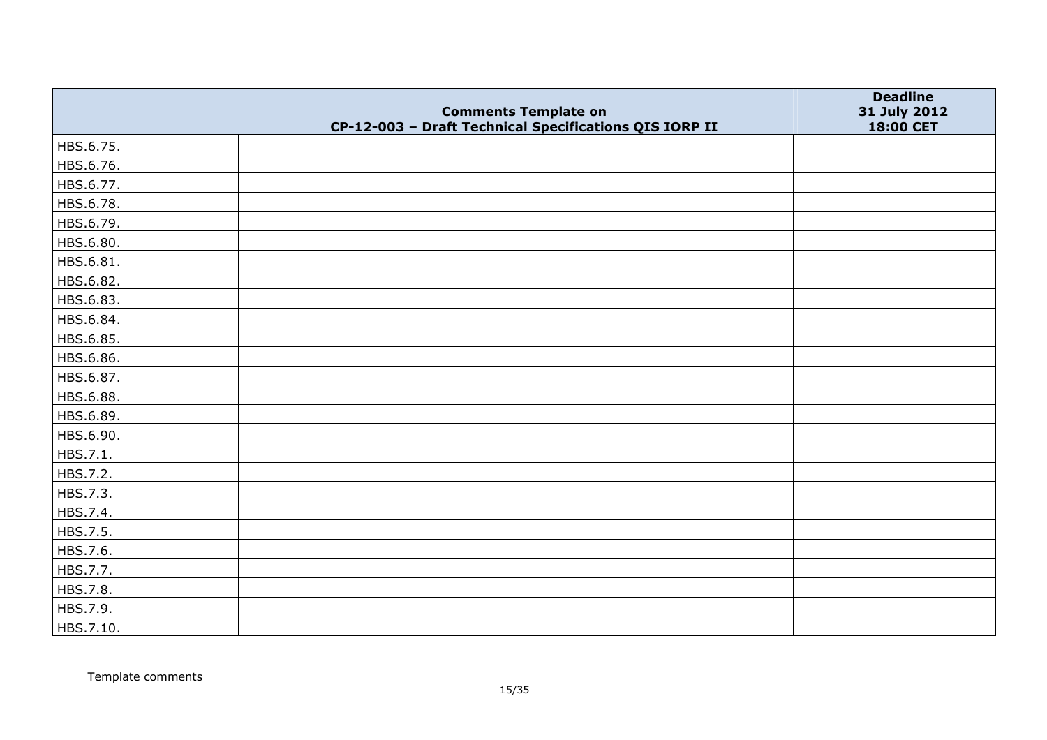| | Comments Template on CP-12-003 – Draft Technical Specifications QIS IORP II | Deadline 31 July 2012 18:00 CET |
|---|---|---|
| HBS.6.75. | | |
| HBS.6.76. | | |
| HBS.6.77. | | |
| HBS.6.78. | | |
| HBS.6.79. | | |
| HBS.6.80. | | |
| HBS.6.81. | | |
| HBS.6.82. | | |
| HBS.6.83. | | |
| HBS.6.84. | | |
| HBS.6.85. | | |
| HBS.6.86. | | |
| HBS.6.87. | | |
| HBS.6.88. | | |
| HBS.6.89. | | |
| HBS.6.90. | | |
| HBS.7.1. | | |
| HBS.7.2. | | |
| HBS.7.3. | | |
| HBS.7.4. | | |
| HBS.7.5. | | |
| HBS.7.6. | | |
| HBS.7.7. | | |
| HBS.7.8. | | |
| HBS.7.9. | | |
| HBS.7.10. | | |

Template comments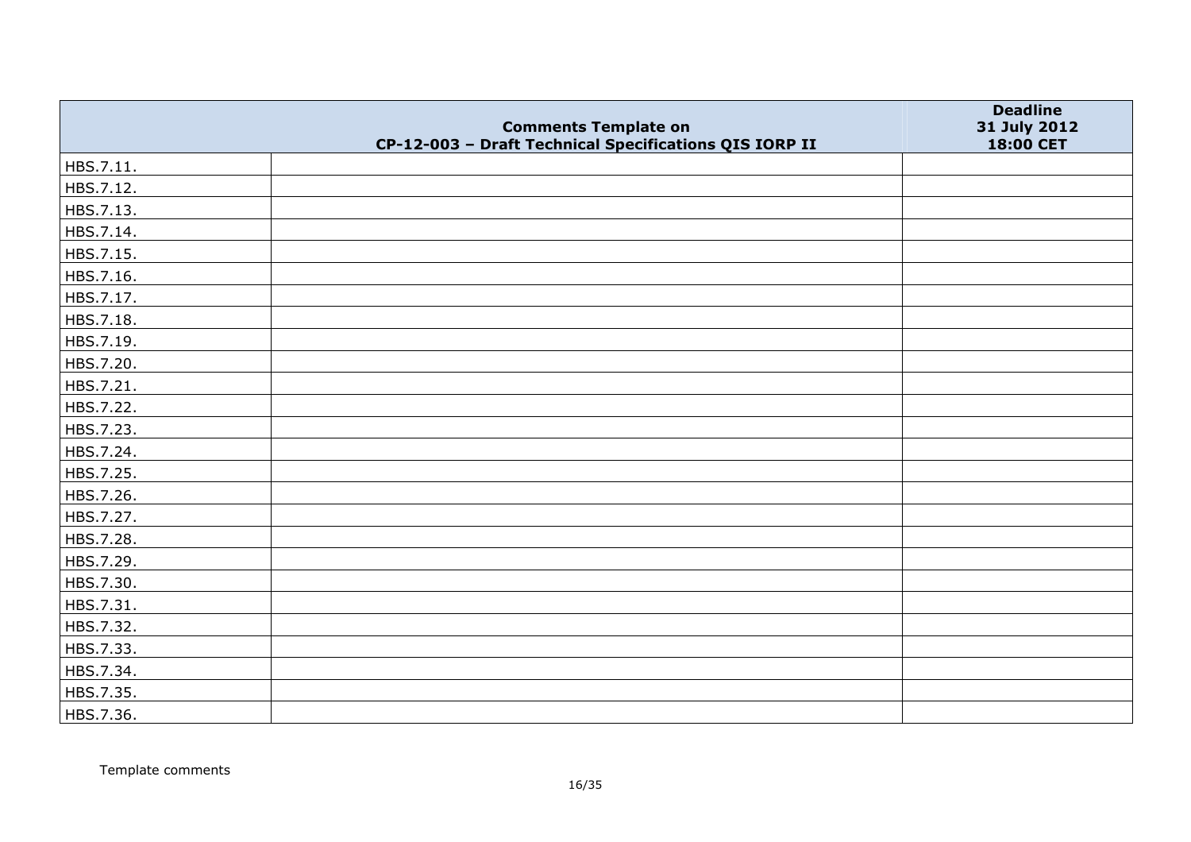| | Comments Template on CP-12-003 – Draft Technical Specifications QIS IORP II | Deadline 31 July 2012 18:00 CET |
|---|---|---|
| HBS.7.11. | | |
| HBS.7.12. | | |
| HBS.7.13. | | |
| HBS.7.14. | | |
| HBS.7.15. | | |
| HBS.7.16. | | |
| HBS.7.17. | | |
| HBS.7.18. | | |
| HBS.7.19. | | |
| HBS.7.20. | | |
| HBS.7.21. | | |
| HBS.7.22. | | |
| HBS.7.23. | | |
| HBS.7.24. | | |
| HBS.7.25. | | |
| HBS.7.26. | | |
| HBS.7.27. | | |
| HBS.7.28. | | |
| HBS.7.29. | | |
| HBS.7.30. | | |
| HBS.7.31. | | |
| HBS.7.32. | | |
| HBS.7.33. | | |
| HBS.7.34. | | |
| HBS.7.35. | | |
| HBS.7.36. | | |

Template comments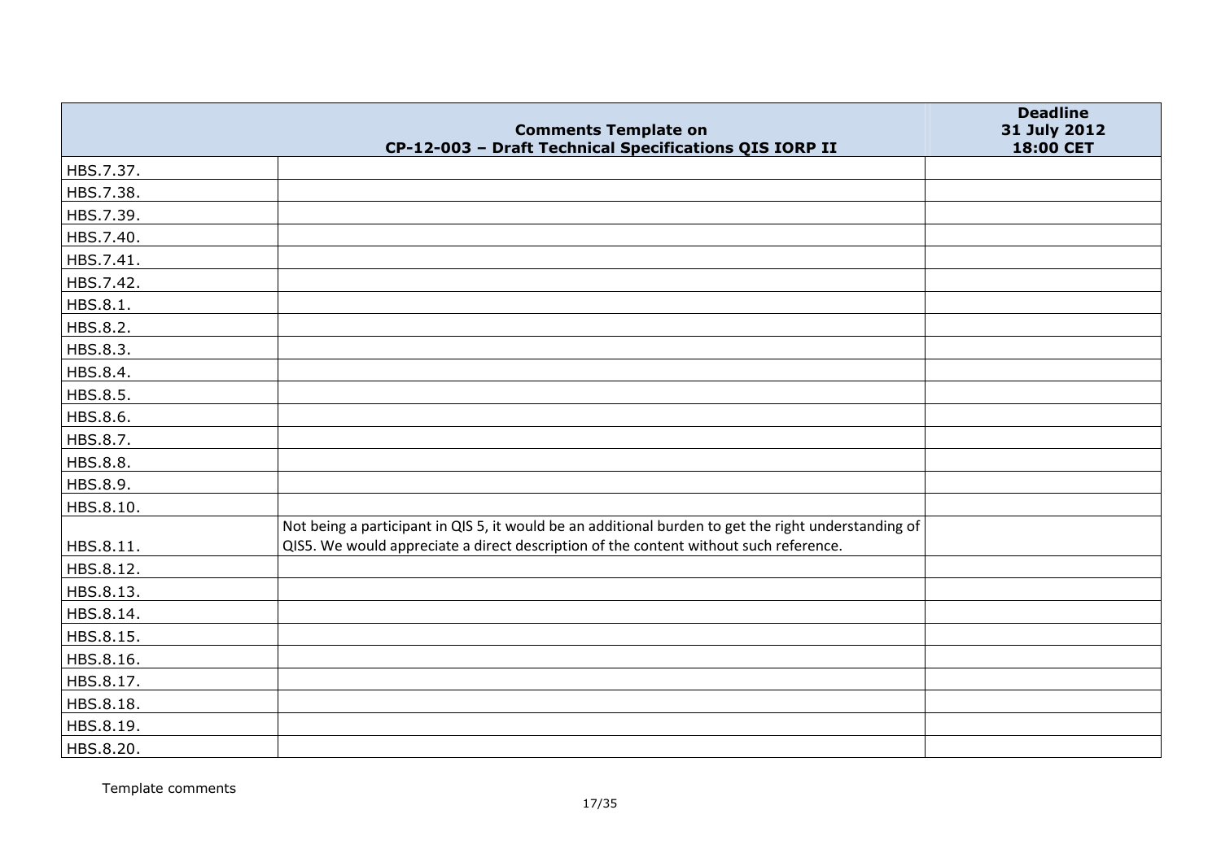| Comments Template on CP-12-003 – Draft Technical Specifications QIS IORP II | | Deadline 31 July 2012 18:00 CET |
|---|---|---|
| HBS.7.37. | | |
| HBS.7.38. | | |
| HBS.7.39. | | |
| HBS.7.40. | | |
| HBS.7.41. | | |
| HBS.7.42. | | |
| HBS.8.1. | | |
| HBS.8.2. | | |
| HBS.8.3. | | |
| HBS.8.4. | | |
| HBS.8.5. | | |
| HBS.8.6. | | |
| HBS.8.7. | | |
| HBS.8.8. | | |
| HBS.8.9. | | |
| HBS.8.10. | | |
| HBS.8.11. | Not being a participant in QIS 5, it would be an additional burden to get the right understanding of QIS5. We would appreciate a direct description of the content without such reference. | |
| HBS.8.12. | | |
| HBS.8.13. | | |
| HBS.8.14. | | |
| HBS.8.15. | | |
| HBS.8.16. | | |
| HBS.8.17. | | |
| HBS.8.18. | | |
| HBS.8.19. | | |
| HBS.8.20. | | |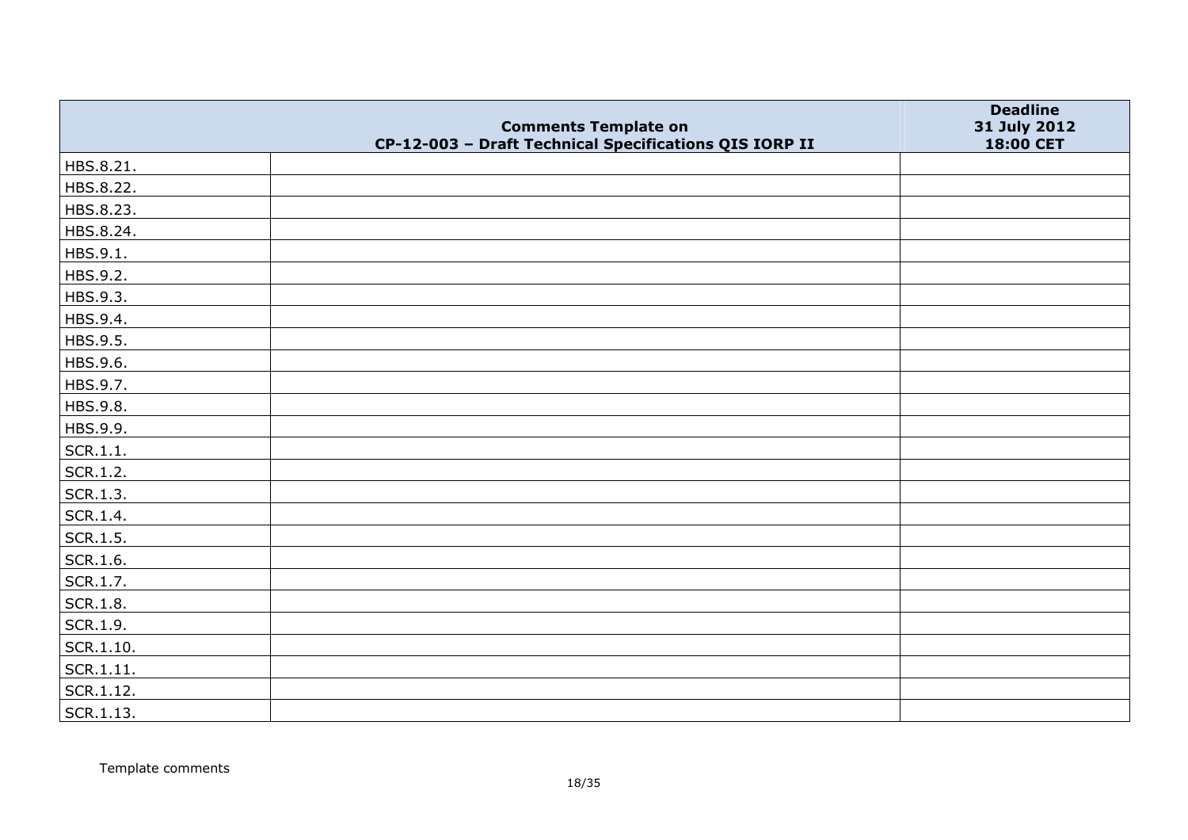| Comments Template on CP-12-003 – Draft Technical Specifications QIS IORP II | | Deadline 31 July 2012 18:00 CET |
|---|---|---|
| HBS.8.21. | | |
| HBS.8.22. | | |
| HBS.8.23. | | |
| HBS.8.24. | | |
| HBS.9.1. | | |
| HBS.9.2. | | |
| HBS.9.3. | | |
| HBS.9.4. | | |
| HBS.9.5. | | |
| HBS.9.6. | | |
| HBS.9.7. | | |
| HBS.9.8. | | |
| HBS.9.9. | | |
| SCR.1.1. | | |
| SCR.1.2. | | |
| SCR.1.3. | | |
| SCR.1.4. | | |
| SCR.1.5. | | |
| SCR.1.6. | | |
| SCR.1.7. | | |
| SCR.1.8. | | |
| SCR.1.9. | | |
| SCR.1.10. | | |
| SCR.1.11. | | |
| SCR.1.12. | | |
| SCR.1.13. | | |

Template comments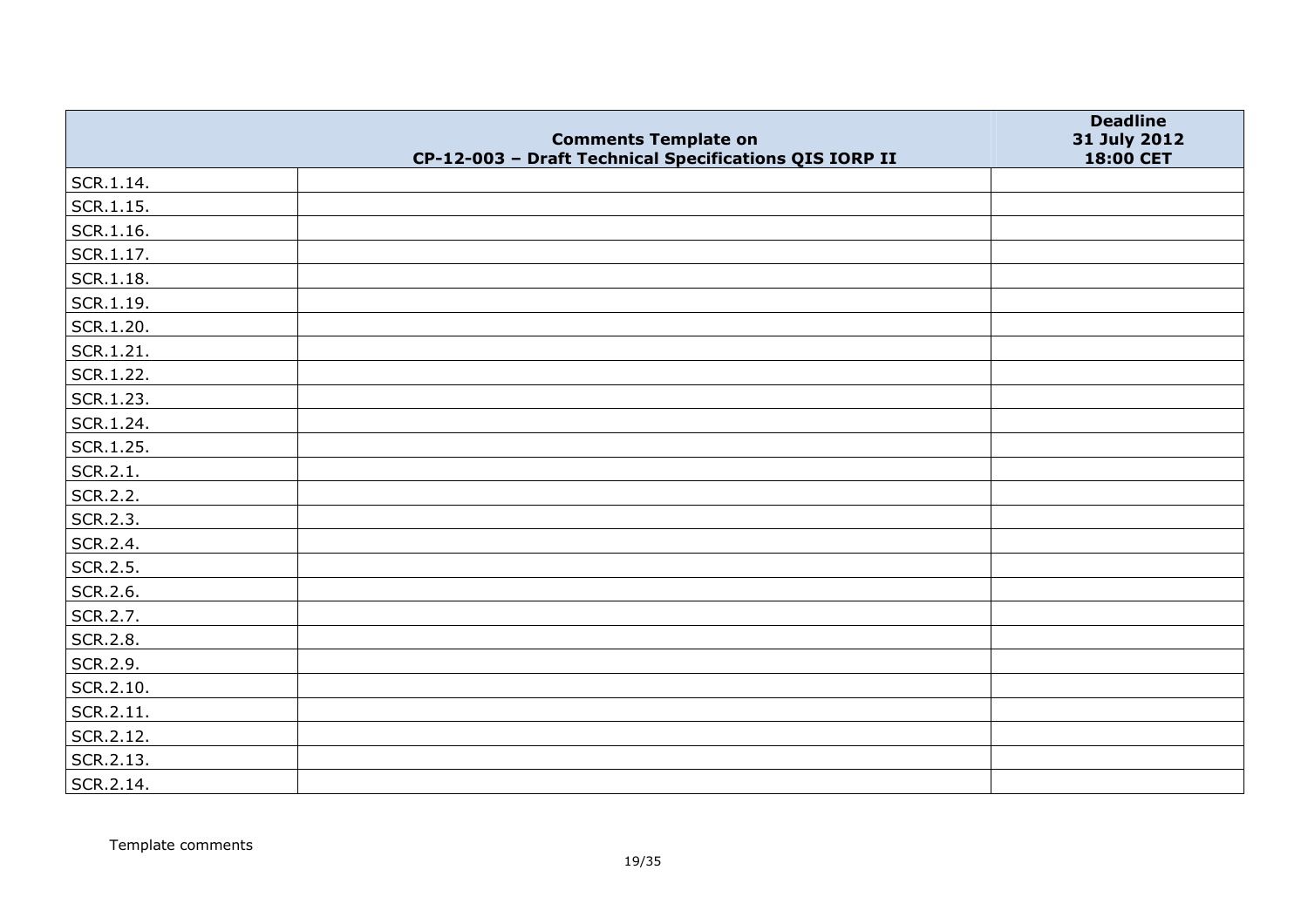| | Comments Template on CP-12-003 – Draft Technical Specifications QIS IORP II | Deadline 31 July 2012 18:00 CET |
|---|---|---|
| SCR.1.14. | | |
| SCR.1.15. | | |
| SCR.1.16. | | |
| SCR.1.17. | | |
| SCR.1.18. | | |
| SCR.1.19. | | |
| SCR.1.20. | | |
| SCR.1.21. | | |
| SCR.1.22. | | |
| SCR.1.23. | | |
| SCR.1.24. | | |
| SCR.1.25. | | |
| SCR.2.1. | | |
| SCR.2.2. | | |
| SCR.2.3. | | |
| SCR.2.4. | | |
| SCR.2.5. | | |
| SCR.2.6. | | |
| SCR.2.7. | | |
| SCR.2.8. | | |
| SCR.2.9. | | |
| SCR.2.10. | | |
| SCR.2.11. | | |
| SCR.2.12. | | |
| SCR.2.13. | | |
| SCR.2.14. | | |

Template comments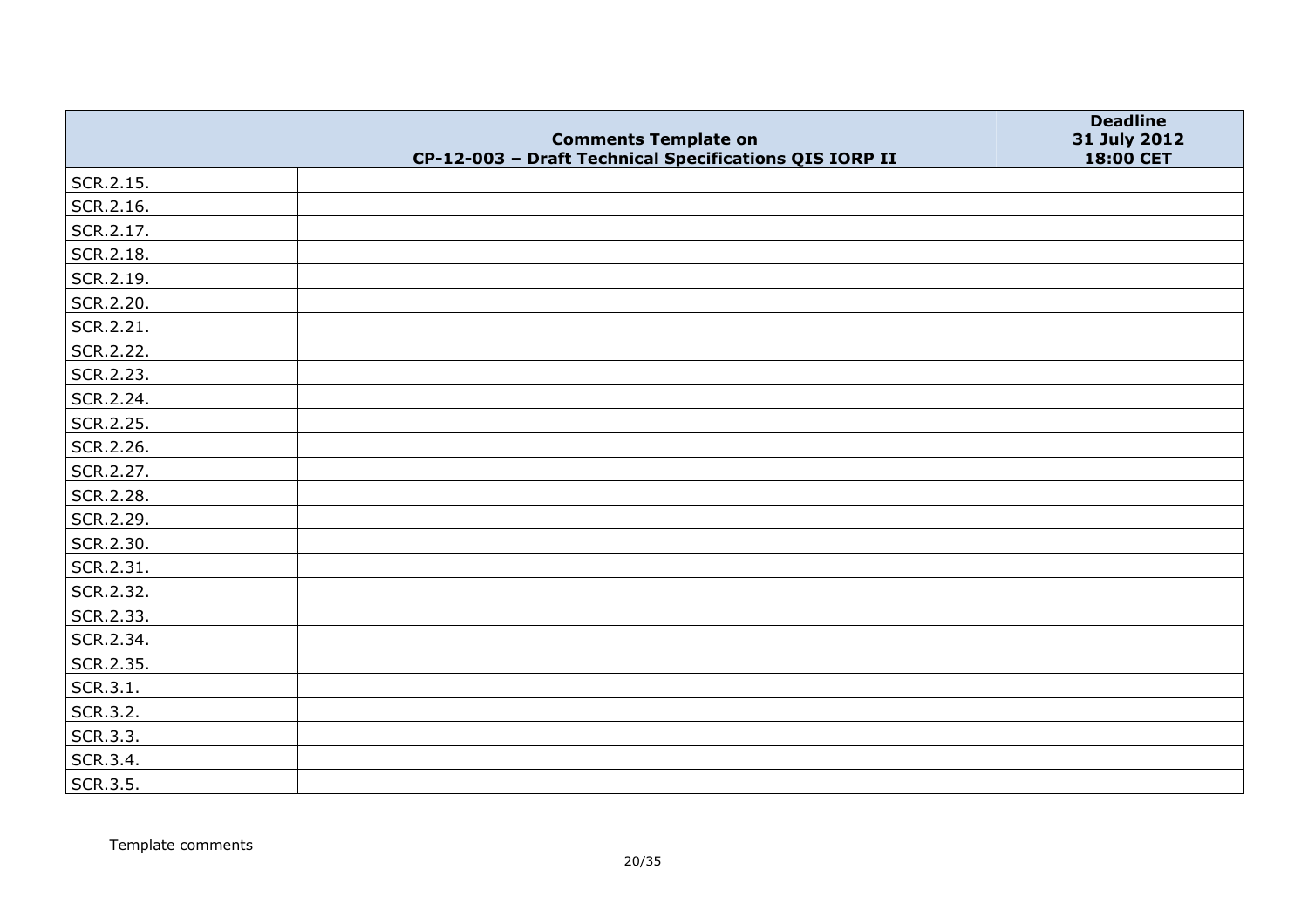|  | Comments Template on CP-12-003 – Draft Technical Specifications QIS IORP II | Deadline 31 July 2012 18:00 CET |
|---|---|---|
| SCR.2.15. |  |  |
| SCR.2.16. |  |  |
| SCR.2.17. |  |  |
| SCR.2.18. |  |  |
| SCR.2.19. |  |  |
| SCR.2.20. |  |  |
| SCR.2.21. |  |  |
| SCR.2.22. |  |  |
| SCR.2.23. |  |  |
| SCR.2.24. |  |  |
| SCR.2.25. |  |  |
| SCR.2.26. |  |  |
| SCR.2.27. |  |  |
| SCR.2.28. |  |  |
| SCR.2.29. |  |  |
| SCR.2.30. |  |  |
| SCR.2.31. |  |  |
| SCR.2.32. |  |  |
| SCR.2.33. |  |  |
| SCR.2.34. |  |  |
| SCR.2.35. |  |  |
| SCR.3.1. |  |  |
| SCR.3.2. |  |  |
| SCR.3.3. |  |  |
| SCR.3.4. |  |  |
| SCR.3.5. |  |  |

Template comments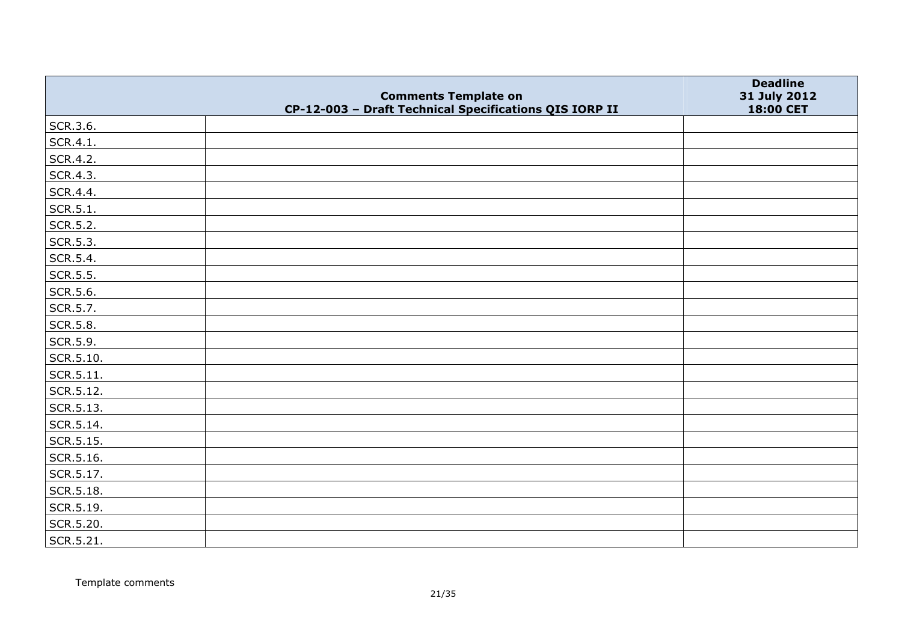| | Comments Template on CP-12-003 – Draft Technical Specifications QIS IORP II | Deadline 31 July 2012 18:00 CET |
|---|---|---|
| SCR.3.6. | | |
| SCR.4.1. | | |
| SCR.4.2. | | |
| SCR.4.3. | | |
| SCR.4.4. | | |
| SCR.5.1. | | |
| SCR.5.2. | | |
| SCR.5.3. | | |
| SCR.5.4. | | |
| SCR.5.5. | | |
| SCR.5.6. | | |
| SCR.5.7. | | |
| SCR.5.8. | | |
| SCR.5.9. | | |
| SCR.5.10. | | |
| SCR.5.11. | | |
| SCR.5.12. | | |
| SCR.5.13. | | |
| SCR.5.14. | | |
| SCR.5.15. | | |
| SCR.5.16. | | |
| SCR.5.17. | | |
| SCR.5.18. | | |
| SCR.5.19. | | |
| SCR.5.20. | | |
| SCR.5.21. | | |

Template comments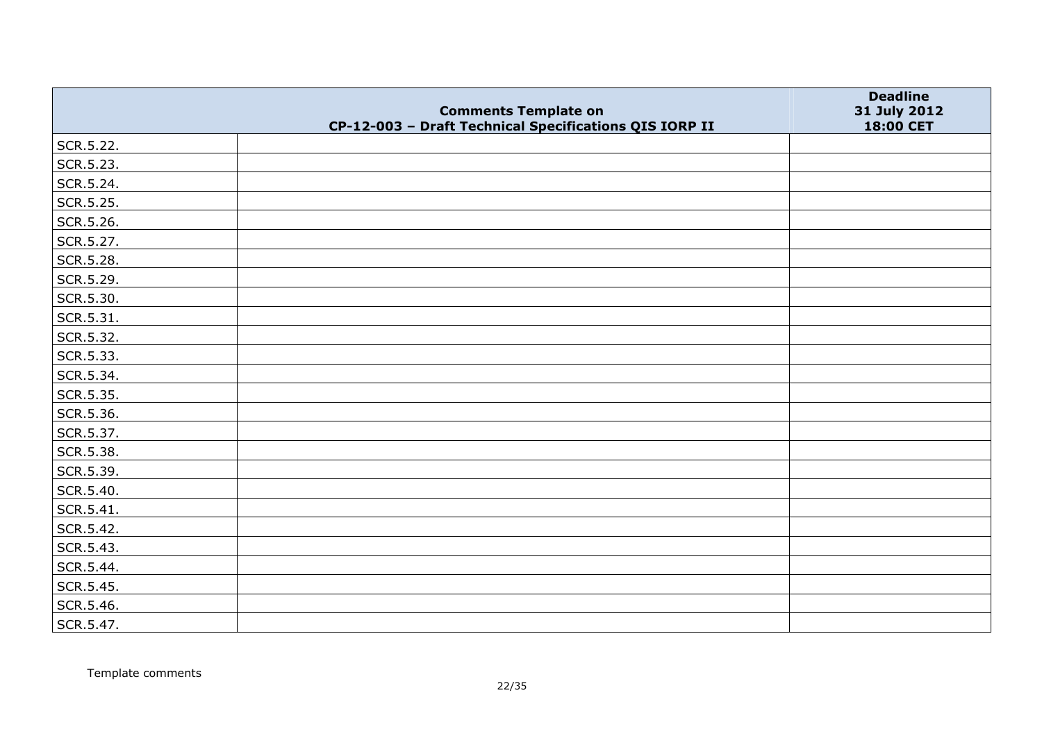| | Comments Template on CP-12-003 – Draft Technical Specifications QIS IORP II | Deadline 31 July 2012 18:00 CET |
|---|---|---|
| SCR.5.22. | | |
| SCR.5.23. | | |
| SCR.5.24. | | |
| SCR.5.25. | | |
| SCR.5.26. | | |
| SCR.5.27. | | |
| SCR.5.28. | | |
| SCR.5.29. | | |
| SCR.5.30. | | |
| SCR.5.31. | | |
| SCR.5.32. | | |
| SCR.5.33. | | |
| SCR.5.34. | | |
| SCR.5.35. | | |
| SCR.5.36. | | |
| SCR.5.37. | | |
| SCR.5.38. | | |
| SCR.5.39. | | |
| SCR.5.40. | | |
| SCR.5.41. | | |
| SCR.5.42. | | |
| SCR.5.43. | | |
| SCR.5.44. | | |
| SCR.5.45. | | |
| SCR.5.46. | | |
| SCR.5.47. | | |

Template comments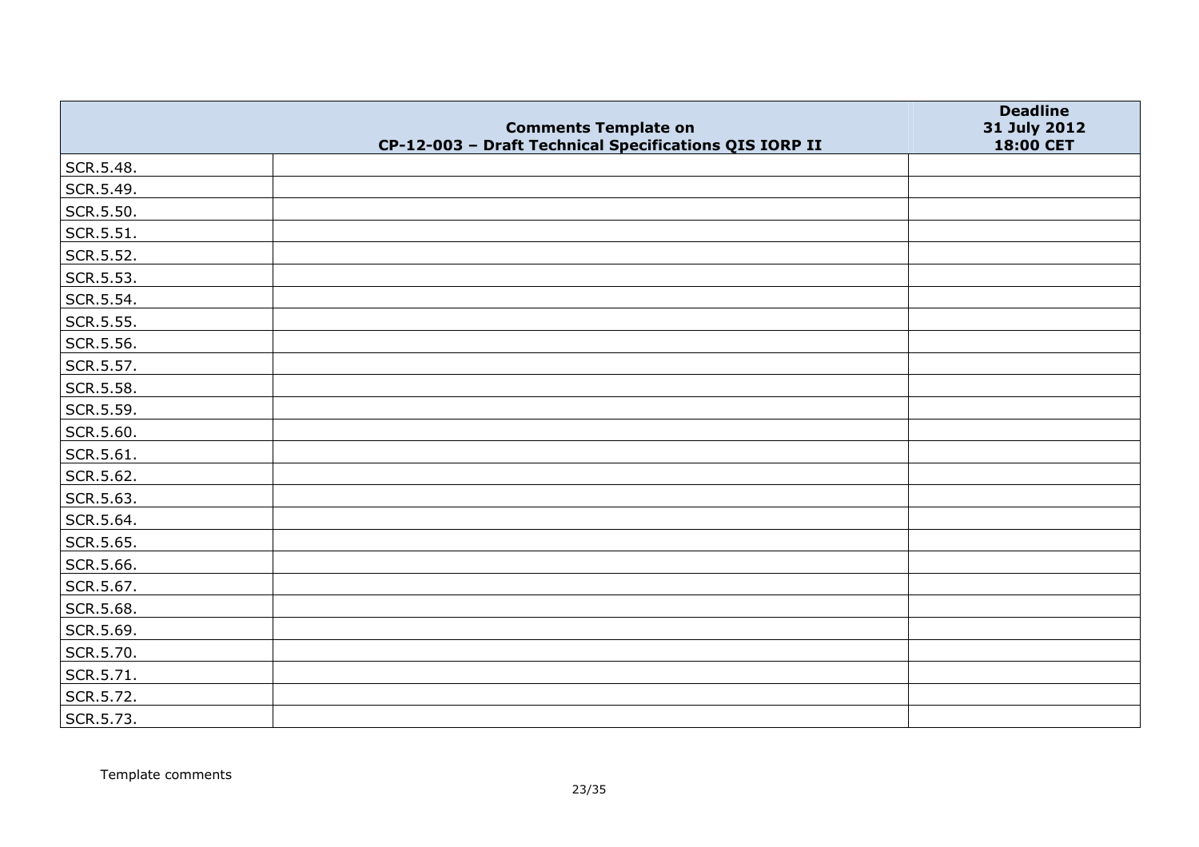|  | Comments Template on<br>CP-12-003 – Draft Technical Specifications QIS IORP II | Deadline<br>31 July 2012<br>18:00 CET |
|---|---|---|
| SCR.5.48. |  |  |
| SCR.5.49. |  |  |
| SCR.5.50. |  |  |
| SCR.5.51. |  |  |
| SCR.5.52. |  |  |
| SCR.5.53. |  |  |
| SCR.5.54. |  |  |
| SCR.5.55. |  |  |
| SCR.5.56. |  |  |
| SCR.5.57. |  |  |
| SCR.5.58. |  |  |
| SCR.5.59. |  |  |
| SCR.5.60. |  |  |
| SCR.5.61. |  |  |
| SCR.5.62. |  |  |
| SCR.5.63. |  |  |
| SCR.5.64. |  |  |
| SCR.5.65. |  |  |
| SCR.5.66. |  |  |
| SCR.5.67. |  |  |
| SCR.5.68. |  |  |
| SCR.5.69. |  |  |
| SCR.5.70. |  |  |
| SCR.5.71. |  |  |
| SCR.5.72. |  |  |
| SCR.5.73. |  |  |

Template comments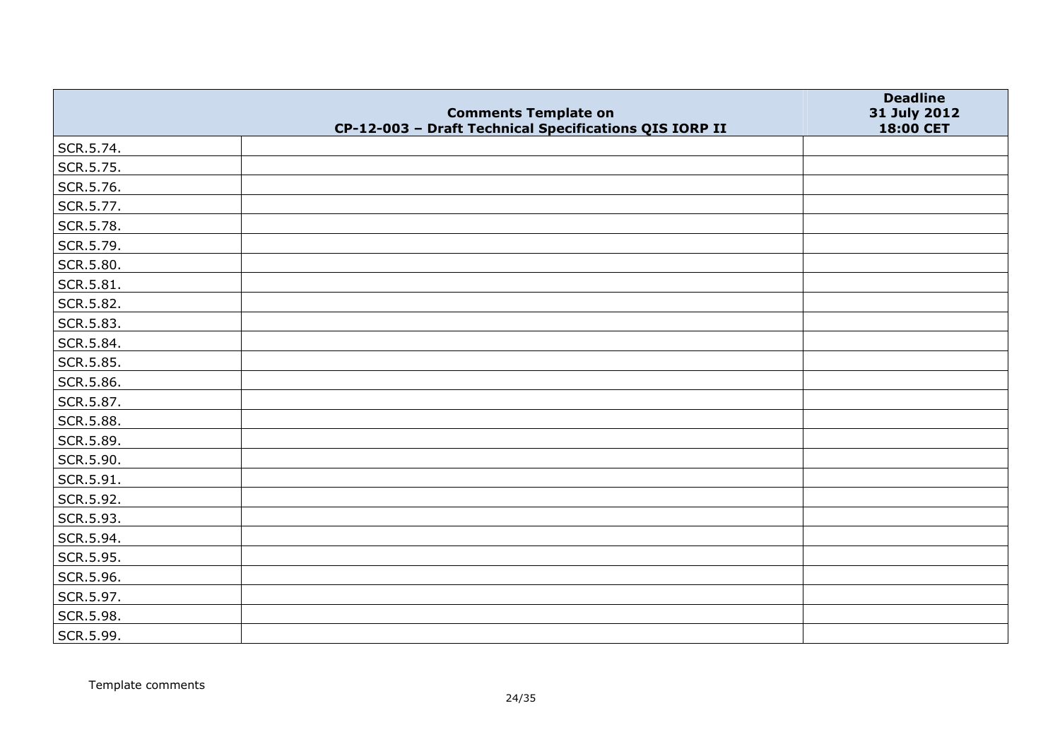| | Comments Template on CP-12-003 – Draft Technical Specifications QIS IORP II | Deadline 31 July 2012 18:00 CET |
|---|---|---|
| SCR.5.74. | | |
| SCR.5.75. | | |
| SCR.5.76. | | |
| SCR.5.77. | | |
| SCR.5.78. | | |
| SCR.5.79. | | |
| SCR.5.80. | | |
| SCR.5.81. | | |
| SCR.5.82. | | |
| SCR.5.83. | | |
| SCR.5.84. | | |
| SCR.5.85. | | |
| SCR.5.86. | | |
| SCR.5.87. | | |
| SCR.5.88. | | |
| SCR.5.89. | | |
| SCR.5.90. | | |
| SCR.5.91. | | |
| SCR.5.92. | | |
| SCR.5.93. | | |
| SCR.5.94. | | |
| SCR.5.95. | | |
| SCR.5.96. | | |
| SCR.5.97. | | |
| SCR.5.98. | | |
| SCR.5.99. | | |

Template comments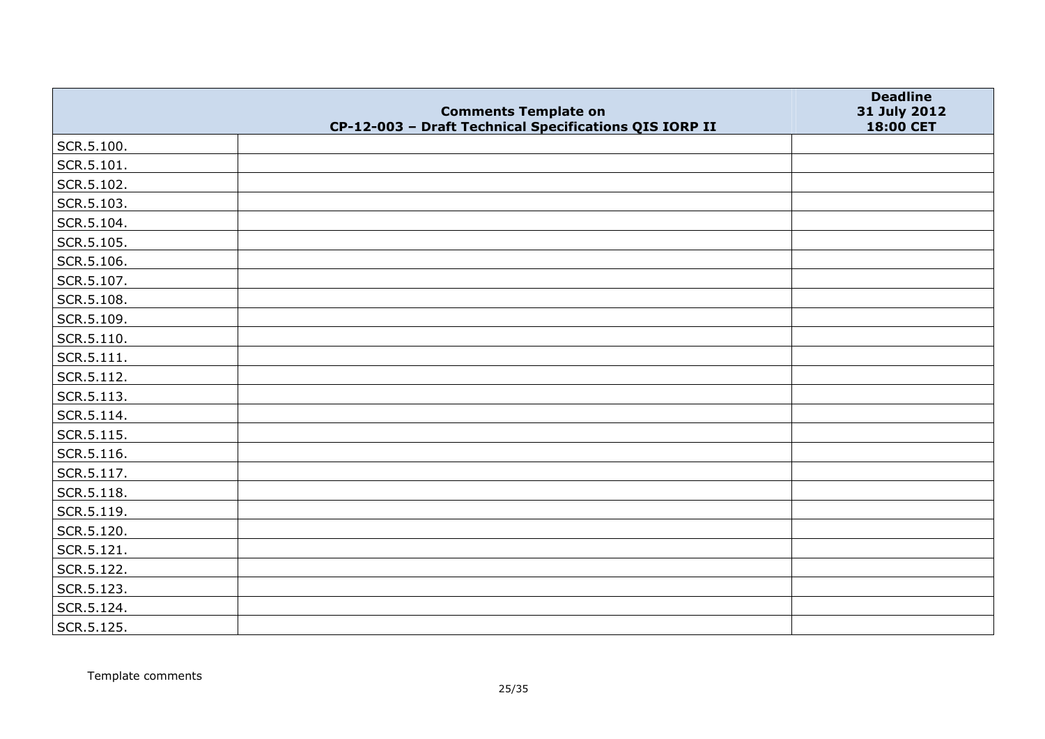| | Comments Template on CP-12-003 – Draft Technical Specifications QIS IORP II | Deadline 31 July 2012 18:00 CET |
|---|---|---|
| SCR.5.100. | | |
| SCR.5.101. | | |
| SCR.5.102. | | |
| SCR.5.103. | | |
| SCR.5.104. | | |
| SCR.5.105. | | |
| SCR.5.106. | | |
| SCR.5.107. | | |
| SCR.5.108. | | |
| SCR.5.109. | | |
| SCR.5.110. | | |
| SCR.5.111. | | |
| SCR.5.112. | | |
| SCR.5.113. | | |
| SCR.5.114. | | |
| SCR.5.115. | | |
| SCR.5.116. | | |
| SCR.5.117. | | |
| SCR.5.118. | | |
| SCR.5.119. | | |
| SCR.5.120. | | |
| SCR.5.121. | | |
| SCR.5.122. | | |
| SCR.5.123. | | |
| SCR.5.124. | | |
| SCR.5.125. | | |

Template comments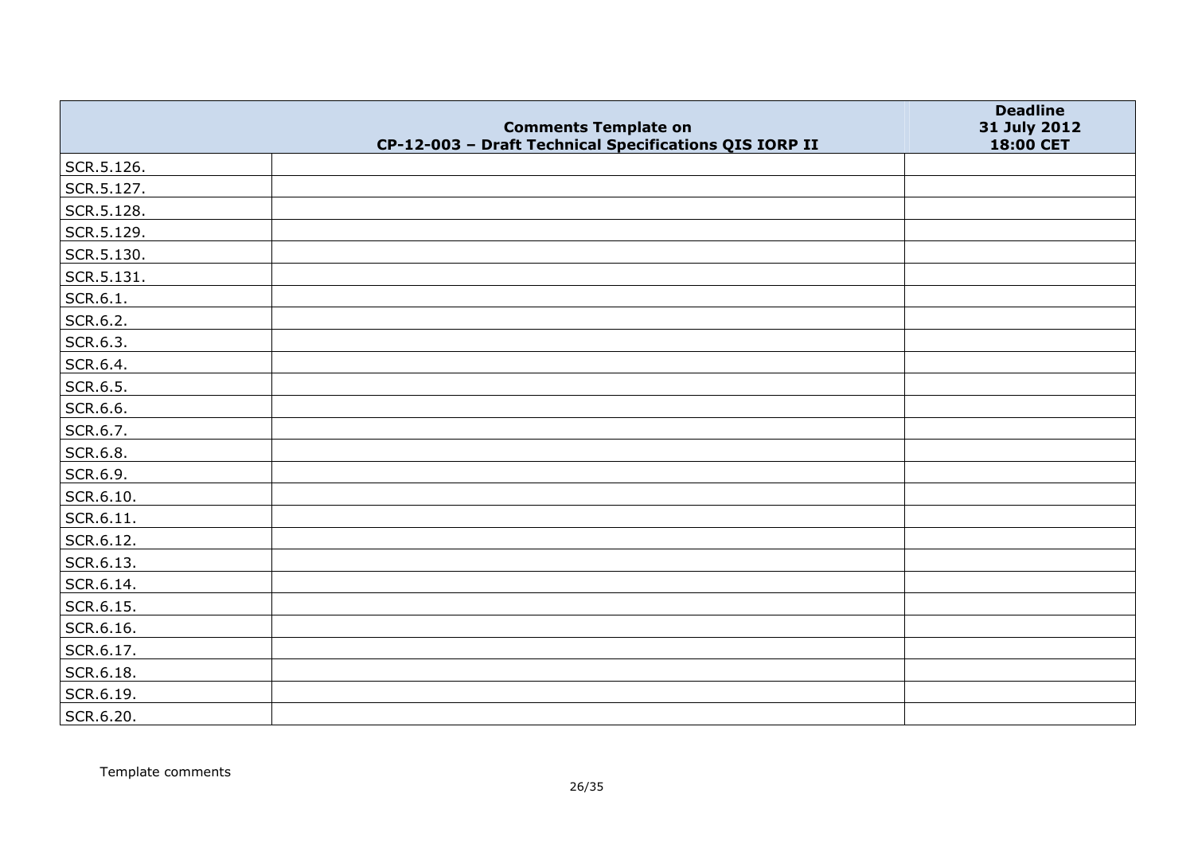| | Comments Template on CP-12-003 – Draft Technical Specifications QIS IORP II | Deadline 31 July 2012 18:00 CET |
|---|---|---|
| SCR.5.126. | | |
| SCR.5.127. | | |
| SCR.5.128. | | |
| SCR.5.129. | | |
| SCR.5.130. | | |
| SCR.5.131. | | |
| SCR.6.1. | | |
| SCR.6.2. | | |
| SCR.6.3. | | |
| SCR.6.4. | | |
| SCR.6.5. | | |
| SCR.6.6. | | |
| SCR.6.7. | | |
| SCR.6.8. | | |
| SCR.6.9. | | |
| SCR.6.10. | | |
| SCR.6.11. | | |
| SCR.6.12. | | |
| SCR.6.13. | | |
| SCR.6.14. | | |
| SCR.6.15. | | |
| SCR.6.16. | | |
| SCR.6.17. | | |
| SCR.6.18. | | |
| SCR.6.19. | | |
| SCR.6.20. | | |

Template comments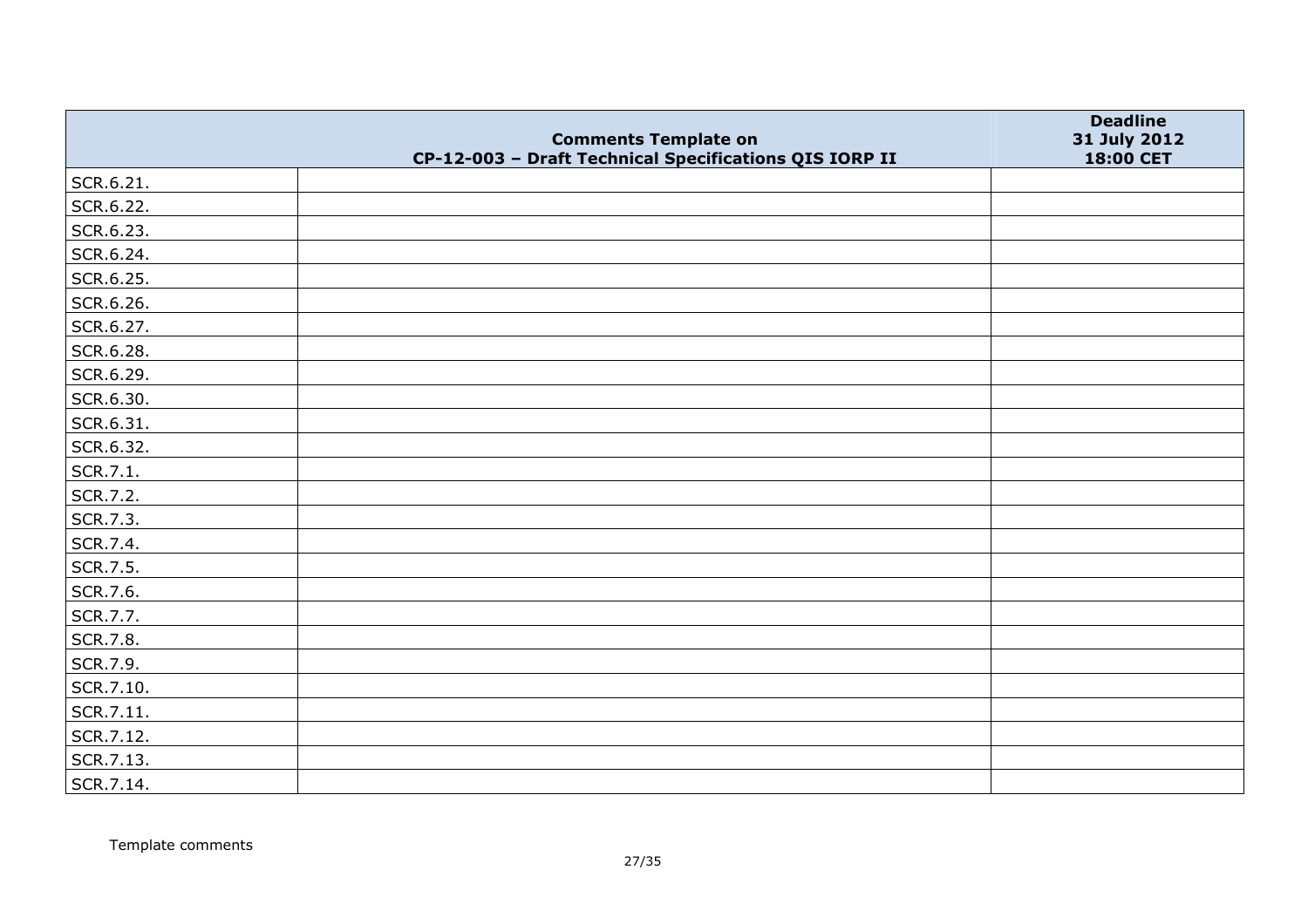| | Comments Template on CP-12-003 – Draft Technical Specifications QIS IORP II | Deadline 31 July 2012 18:00 CET |
|---|---|---|
| SCR.6.21. | | |
| SCR.6.22. | | |
| SCR.6.23. | | |
| SCR.6.24. | | |
| SCR.6.25. | | |
| SCR.6.26. | | |
| SCR.6.27. | | |
| SCR.6.28. | | |
| SCR.6.29. | | |
| SCR.6.30. | | |
| SCR.6.31. | | |
| SCR.6.32. | | |
| SCR.7.1. | | |
| SCR.7.2. | | |
| SCR.7.3. | | |
| SCR.7.4. | | |
| SCR.7.5. | | |
| SCR.7.6. | | |
| SCR.7.7. | | |
| SCR.7.8. | | |
| SCR.7.9. | | |
| SCR.7.10. | | |
| SCR.7.11. | | |
| SCR.7.12. | | |
| SCR.7.13. | | |
| SCR.7.14. | | |

Template comments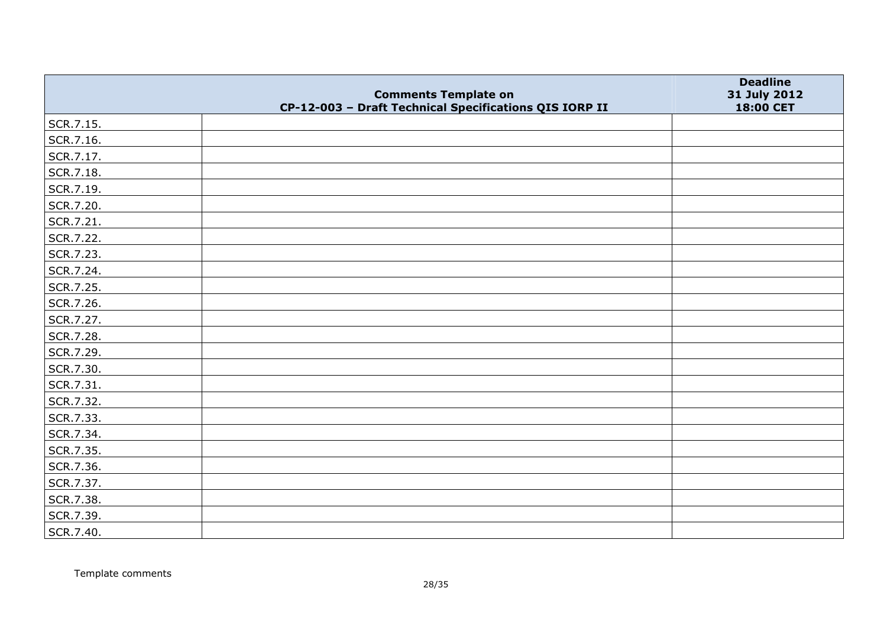| | Comments Template on CP-12-003 – Draft Technical Specifications QIS IORP II | Deadline 31 July 2012 18:00 CET |
|---|---|---|
| SCR.7.15. | | |
| SCR.7.16. | | |
| SCR.7.17. | | |
| SCR.7.18. | | |
| SCR.7.19. | | |
| SCR.7.20. | | |
| SCR.7.21. | | |
| SCR.7.22. | | |
| SCR.7.23. | | |
| SCR.7.24. | | |
| SCR.7.25. | | |
| SCR.7.26. | | |
| SCR.7.27. | | |
| SCR.7.28. | | |
| SCR.7.29. | | |
| SCR.7.30. | | |
| SCR.7.31. | | |
| SCR.7.32. | | |
| SCR.7.33. | | |
| SCR.7.34. | | |
| SCR.7.35. | | |
| SCR.7.36. | | |
| SCR.7.37. | | |
| SCR.7.38. | | |
| SCR.7.39. | | |
| SCR.7.40. | | |

Template comments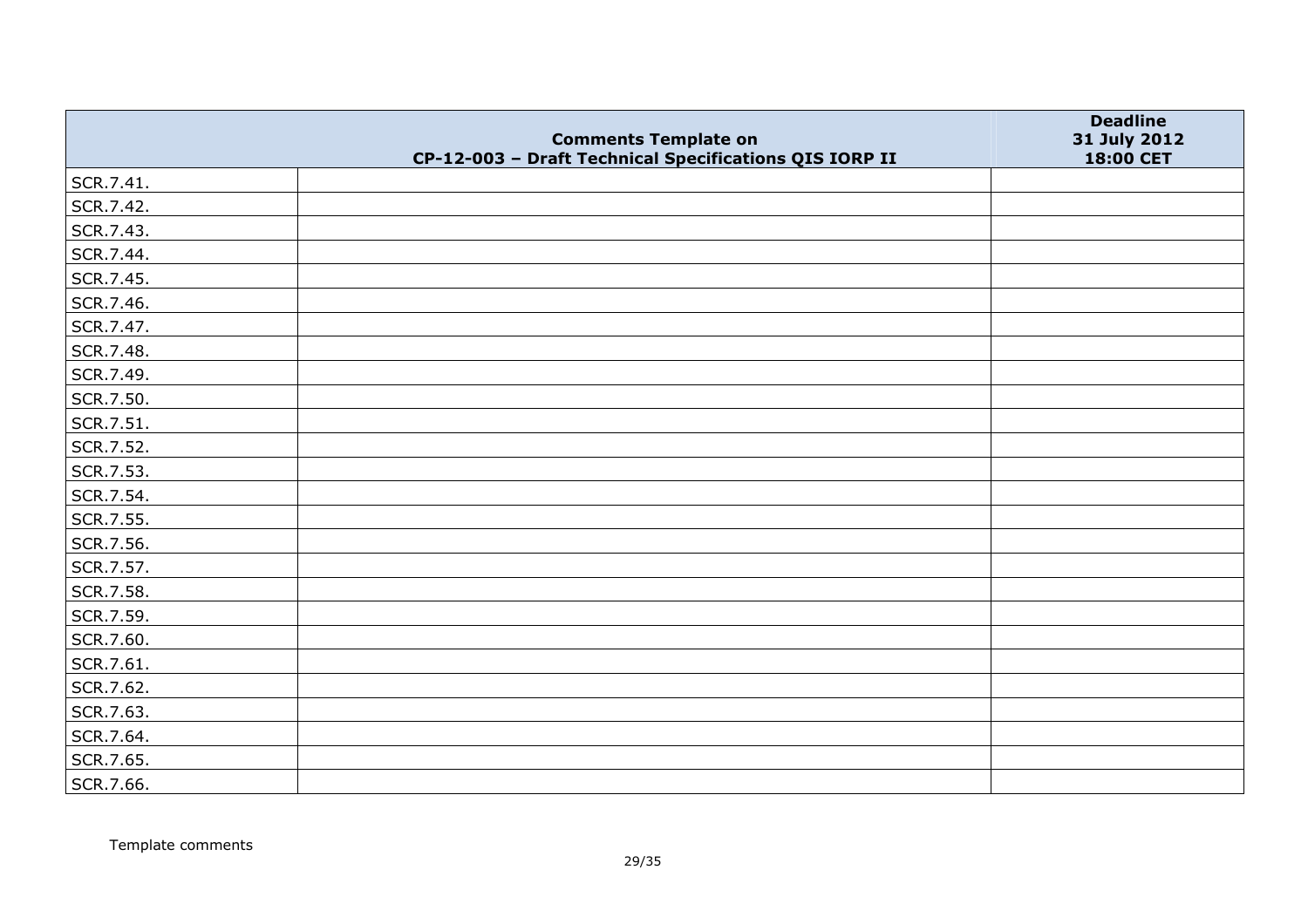|  | Comments Template on<br>CP-12-003 – Draft Technical Specifications QIS IORP II | Deadline<br>31 July 2012<br>18:00 CET |
|---|---|---|
| SCR.7.41. |  |  |
| SCR.7.42. |  |  |
| SCR.7.43. |  |  |
| SCR.7.44. |  |  |
| SCR.7.45. |  |  |
| SCR.7.46. |  |  |
| SCR.7.47. |  |  |
| SCR.7.48. |  |  |
| SCR.7.49. |  |  |
| SCR.7.50. |  |  |
| SCR.7.51. |  |  |
| SCR.7.52. |  |  |
| SCR.7.53. |  |  |
| SCR.7.54. |  |  |
| SCR.7.55. |  |  |
| SCR.7.56. |  |  |
| SCR.7.57. |  |  |
| SCR.7.58. |  |  |
| SCR.7.59. |  |  |
| SCR.7.60. |  |  |
| SCR.7.61. |  |  |
| SCR.7.62. |  |  |
| SCR.7.63. |  |  |
| SCR.7.64. |  |  |
| SCR.7.65. |  |  |
| SCR.7.66. |  |  |

Template comments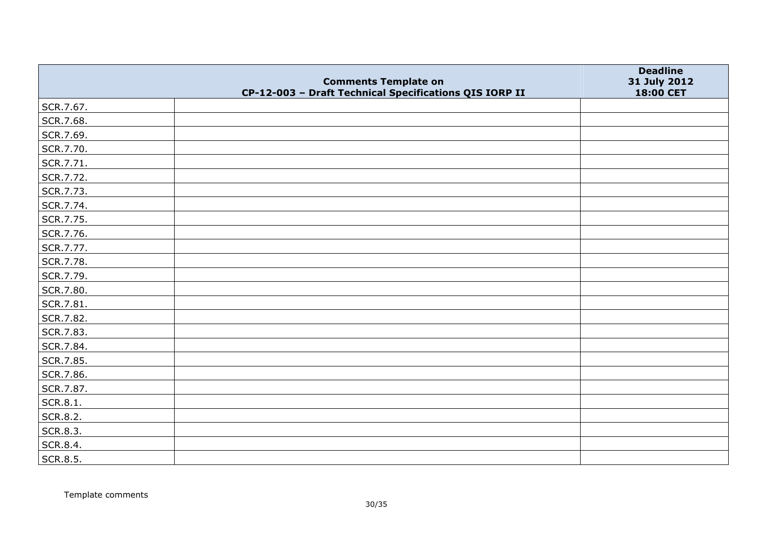| | Comments Template on CP-12-003 – Draft Technical Specifications QIS IORP II | Deadline 31 July 2012 18:00 CET |
|---|---|---|
| SCR.7.67. | | |
| SCR.7.68. | | |
| SCR.7.69. | | |
| SCR.7.70. | | |
| SCR.7.71. | | |
| SCR.7.72. | | |
| SCR.7.73. | | |
| SCR.7.74. | | |
| SCR.7.75. | | |
| SCR.7.76. | | |
| SCR.7.77. | | |
| SCR.7.78. | | |
| SCR.7.79. | | |
| SCR.7.80. | | |
| SCR.7.81. | | |
| SCR.7.82. | | |
| SCR.7.83. | | |
| SCR.7.84. | | |
| SCR.7.85. | | |
| SCR.7.86. | | |
| SCR.7.87. | | |
| SCR.8.1. | | |
| SCR.8.2. | | |
| SCR.8.3. | | |
| SCR.8.4. | | |
| SCR.8.5. | | |

Template comments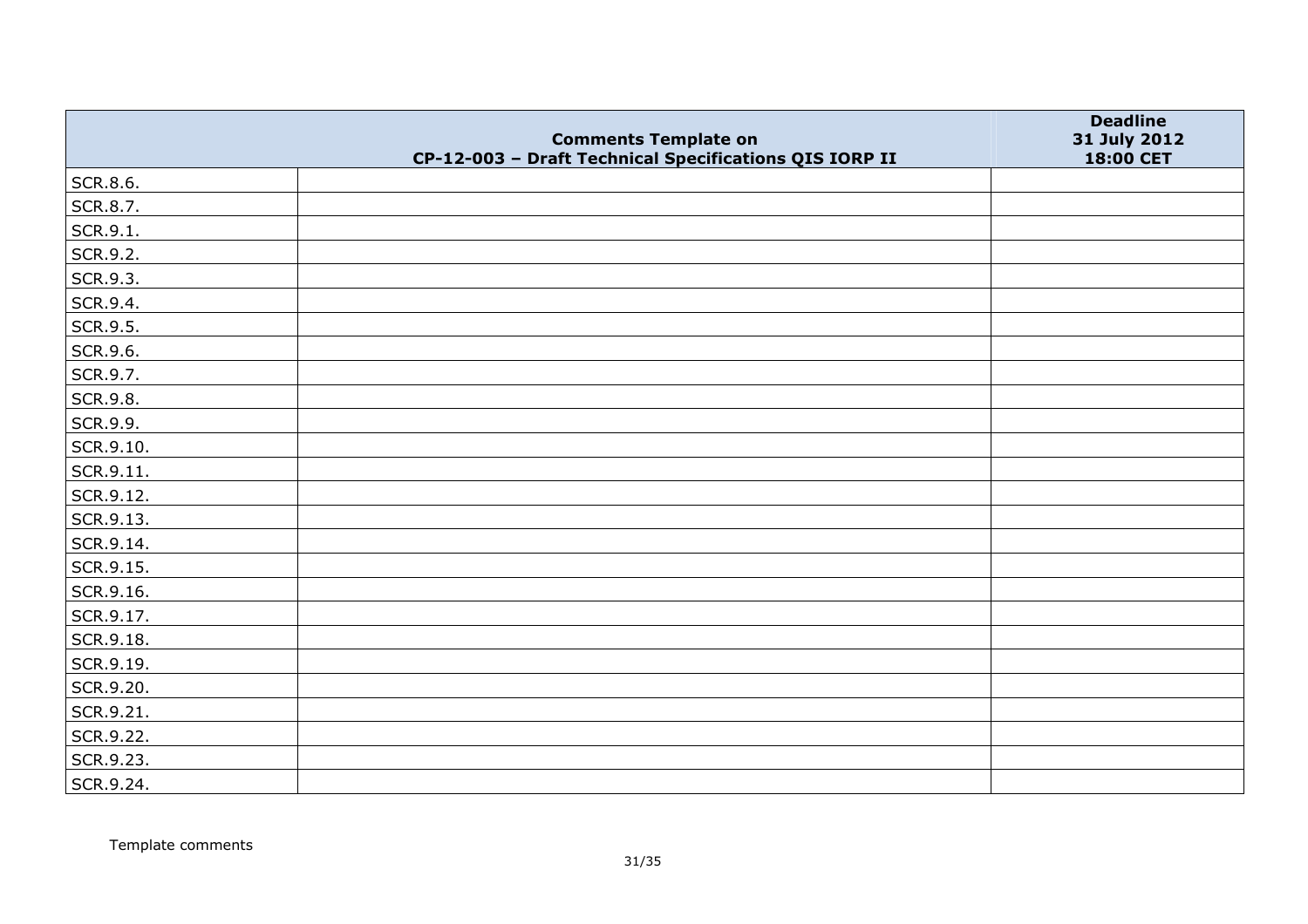| | Comments Template on CP-12-003 – Draft Technical Specifications QIS IORP II | Deadline 31 July 2012 18:00 CET |
|---|---|---|
| SCR.8.6. | | |
| SCR.8.7. | | |
| SCR.9.1. | | |
| SCR.9.2. | | |
| SCR.9.3. | | |
| SCR.9.4. | | |
| SCR.9.5. | | |
| SCR.9.6. | | |
| SCR.9.7. | | |
| SCR.9.8. | | |
| SCR.9.9. | | |
| SCR.9.10. | | |
| SCR.9.11. | | |
| SCR.9.12. | | |
| SCR.9.13. | | |
| SCR.9.14. | | |
| SCR.9.15. | | |
| SCR.9.16. | | |
| SCR.9.17. | | |
| SCR.9.18. | | |
| SCR.9.19. | | |
| SCR.9.20. | | |
| SCR.9.21. | | |
| SCR.9.22. | | |
| SCR.9.23. | | |
| SCR.9.24. | | |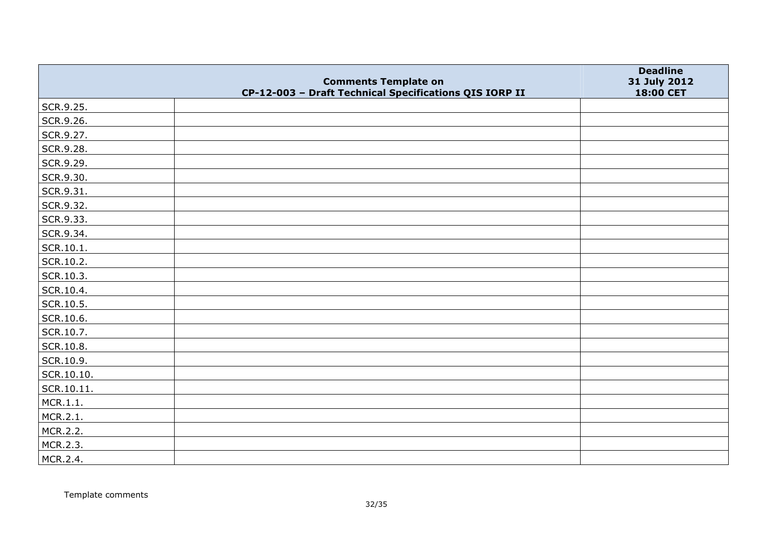| | Comments Template on CP-12-003 – Draft Technical Specifications QIS IORP II | Deadline 31 July 2012 18:00 CET |
|---|---|---|
| SCR.9.25. | | |
| SCR.9.26. | | |
| SCR.9.27. | | |
| SCR.9.28. | | |
| SCR.9.29. | | |
| SCR.9.30. | | |
| SCR.9.31. | | |
| SCR.9.32. | | |
| SCR.9.33. | | |
| SCR.9.34. | | |
| SCR.10.1. | | |
| SCR.10.2. | | |
| SCR.10.3. | | |
| SCR.10.4. | | |
| SCR.10.5. | | |
| SCR.10.6. | | |
| SCR.10.7. | | |
| SCR.10.8. | | |
| SCR.10.9. | | |
| SCR.10.10. | | |
| SCR.10.11. | | |
| MCR.1.1. | | |
| MCR.2.1. | | |
| MCR.2.2. | | |
| MCR.2.3. | | |
| MCR.2.4. | | |

Template comments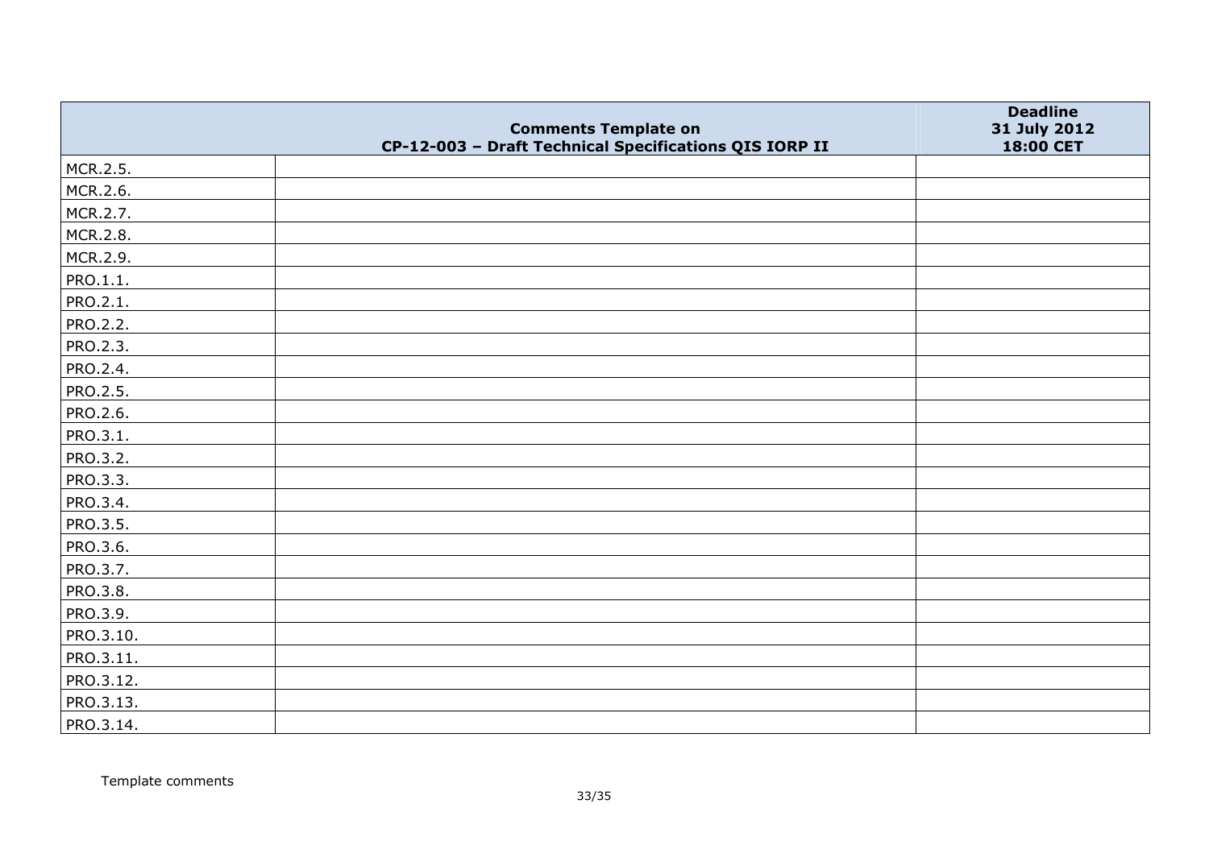|  | Comments Template on<br>CP-12-003 – Draft Technical Specifications QIS IORP II | Deadline<br>31 July 2012<br>18:00 CET |
|---|---|---|
| MCR.2.5. | | |
| MCR.2.6. | | |
| MCR.2.7. | | |
| MCR.2.8. | | |
| MCR.2.9. | | |
| PRO.1.1. | | |
| PRO.2.1. | | |
| PRO.2.2. | | |
| PRO.2.3. | | |
| PRO.2.4. | | |
| PRO.2.5. | | |
| PRO.2.6. | | |
| PRO.3.1. | | |
| PRO.3.2. | | |
| PRO.3.3. | | |
| PRO.3.4. | | |
| PRO.3.5. | | |
| PRO.3.6. | | |
| PRO.3.7. | | |
| PRO.3.8. | | |
| PRO.3.9. | | |
| PRO.3.10. | | |
| PRO.3.11. | | |
| PRO.3.12. | | |
| PRO.3.13. | | |
| PRO.3.14. | | |

Template comments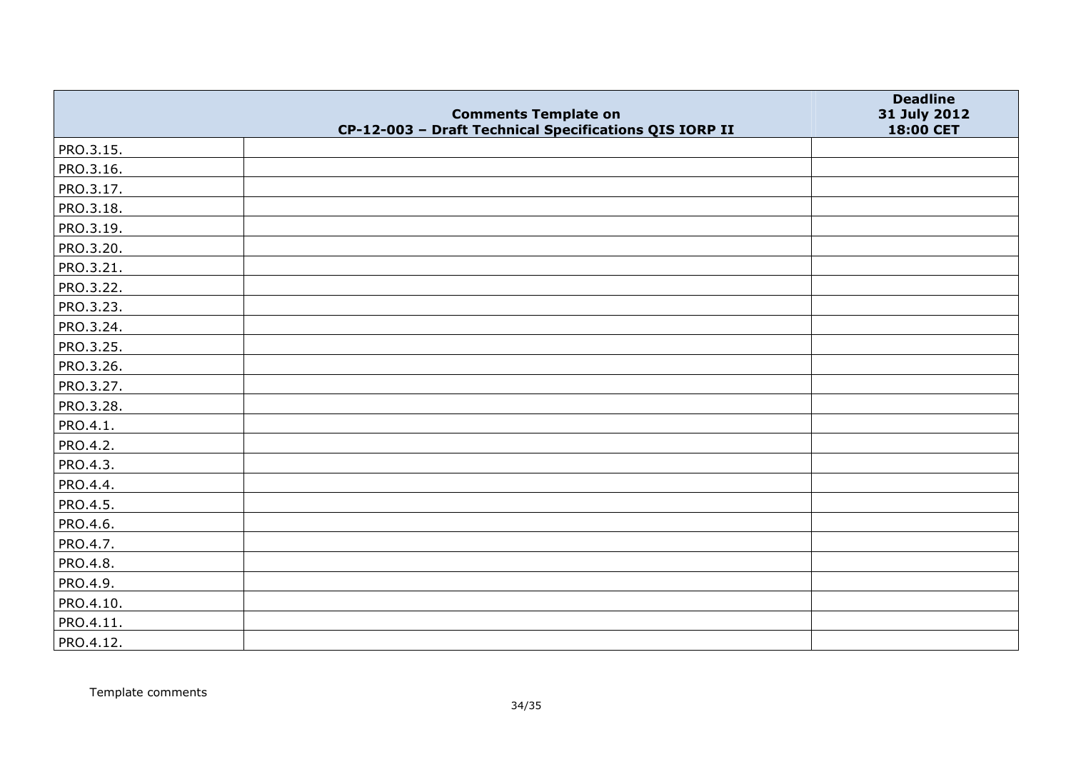| | Comments Template on CP-12-003 – Draft Technical Specifications QIS IORP II | Deadline 31 July 2012 18:00 CET |
|---|---|---|
| PRO.3.15. | | |
| PRO.3.16. | | |
| PRO.3.17. | | |
| PRO.3.18. | | |
| PRO.3.19. | | |
| PRO.3.20. | | |
| PRO.3.21. | | |
| PRO.3.22. | | |
| PRO.3.23. | | |
| PRO.3.24. | | |
| PRO.3.25. | | |
| PRO.3.26. | | |
| PRO.3.27. | | |
| PRO.3.28. | | |
| PRO.4.1. | | |
| PRO.4.2. | | |
| PRO.4.3. | | |
| PRO.4.4. | | |
| PRO.4.5. | | |
| PRO.4.6. | | |
| PRO.4.7. | | |
| PRO.4.8. | | |
| PRO.4.9. | | |
| PRO.4.10. | | |
| PRO.4.11. | | |
| PRO.4.12. | | |

Template comments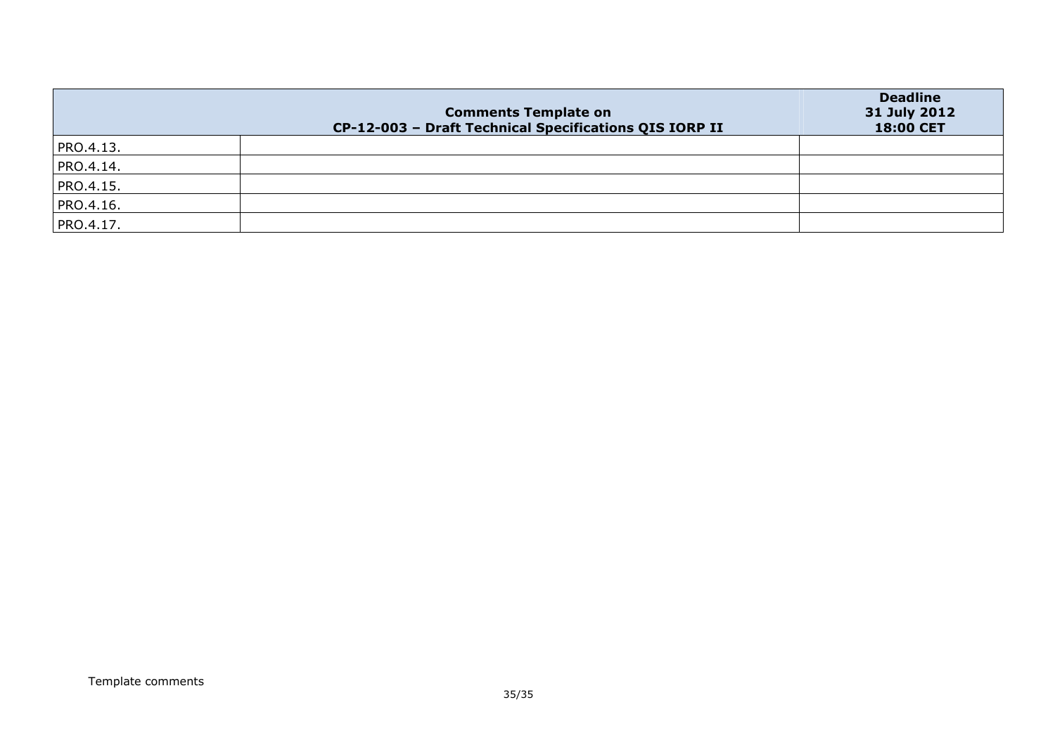| | Comments Template on CP-12-003 – Draft Technical Specifications QIS IORP II | Deadline 31 July 2012 18:00 CET |
|---|---|---|
| PRO.4.13. | | |
| PRO.4.14. | | |
| PRO.4.15. | | |
| PRO.4.16. | | |
| PRO.4.17. | | |

Template comments